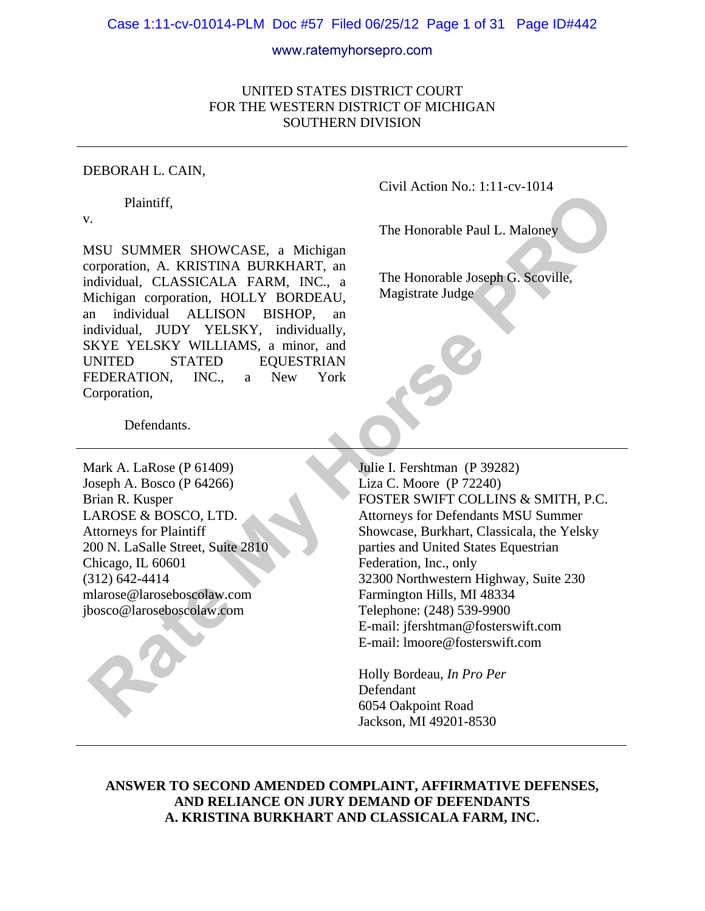UNITED STATES DISTRICT COURT
FOR THE WESTERN DISTRICT OF MICHIGAN
SOUTHERN DIVISION

DEBORAH L. CAIN,

Plaintiff,

v.

MSU SUMMER SHOWCASE, a Michigan corporation, A. KRISTINA BURKHART, an individual, CLASSICALA FARM, INC., a Michigan corporation, HOLLY BORDEAU, an individual ALLISON BISHOP, an individual, JUDY YELSKY, individually, SKYE YELSKY WILLIAMS, a minor, and UNITED STATED EQUESTRIAN FEDERATION, INC., a New York Corporation,

Defendants.

Civil Action No.: 1:11-cv-1014

The Honorable Paul L. Maloney

The Honorable Joseph G. Scoville, Magistrate Judge

Mark A. LaRose (P 61409)
Joseph A. Bosco (P 64266)
Brian R. Kusper
LAROSE & BOSCO, LTD.
Attorneys for Plaintiff
200 N. LaSalle Street, Suite 2810
Chicago, IL 60601
(312) 642-4414
mlarose@laroseboscolaw.com
jbosco@laroseboscolaw.com

Julie I. Fershtman (P 39282)
Liza C. Moore (P 72240)
FOSTER SWIFT COLLINS & SMITH, P.C.
Attorneys for Defendants MSU Summer Showcase, Burkhart, Classicala, the Yelsky parties and United States Equestrian Federation, Inc., only
32300 Northwestern Highway, Suite 230
Farmington Hills, MI 48334
Telephone: (248) 539-9900
E-mail: jfershtman@fosterswift.com
E-mail: lmoore@fosterswift.com

Holly Bordeau, *In Pro Per*
Defendant
6054 Oakpoint Road
Jackson, MI 49201-8530

**ANSWER TO SECOND AMENDED COMPLAINT, AFFIRMATIVE DEFENSES, AND RELIANCE ON JURY DEMAND OF DEFENDANTS A. KRISTINA BURKHART AND CLASSICALA FARM, INC.**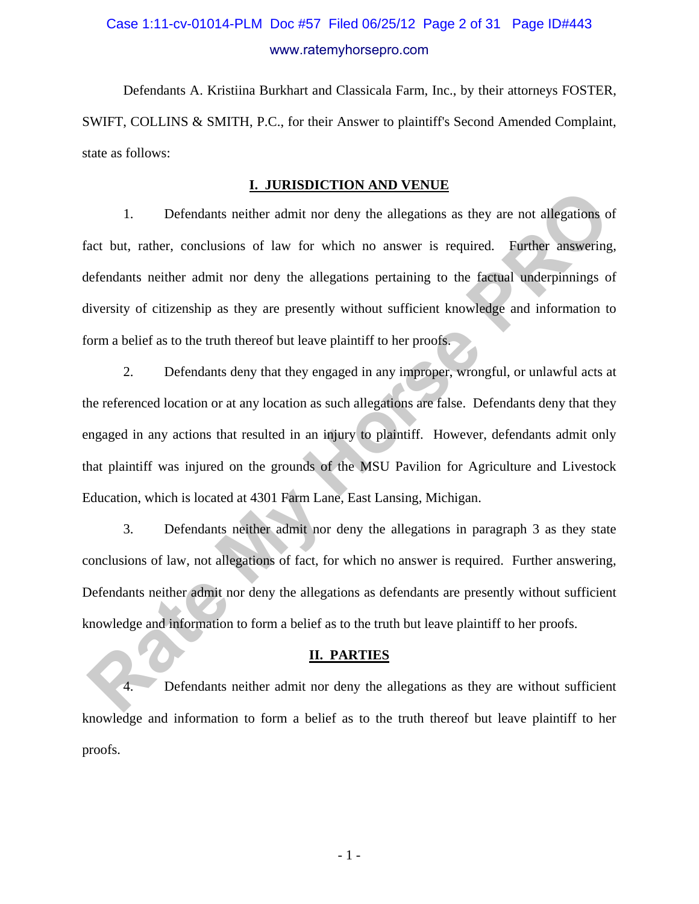Defendants A. Kristiina Burkhart and Classicala Farm, Inc., by their attorneys FOSTER, SWIFT, COLLINS & SMITH, P.C., for their Answer to plaintiff's Second Amended Complaint, state as follows:

## I. JURISDICTION AND VENUE

1. Defendants neither admit nor deny the allegations as they are not allegations of fact but, rather, conclusions of law for which no answer is required. Further answering, defendants neither admit nor deny the allegations pertaining to the factual underpinnings of diversity of citizenship as they are presently without sufficient knowledge and information to form a belief as to the truth thereof but leave plaintiff to her proofs.

2. Defendants deny that they engaged in any improper, wrongful, or unlawful acts at the referenced location or at any location as such allegations are false. Defendants deny that they engaged in any actions that resulted in an injury to plaintiff. However, defendants admit only that plaintiff was injured on the grounds of the MSU Pavilion for Agriculture and Livestock Education, which is located at 4301 Farm Lane, East Lansing, Michigan.

3. Defendants neither admit nor deny the allegations in paragraph 3 as they state conclusions of law, not allegations of fact, for which no answer is required. Further answering, Defendants neither admit nor deny the allegations as defendants are presently without sufficient knowledge and information to form a belief as to the truth but leave plaintiff to her proofs.

## II. PARTIES

4. Defendants neither admit nor deny the allegations as they are without sufficient knowledge and information to form a belief as to the truth thereof but leave plaintiff to her proofs.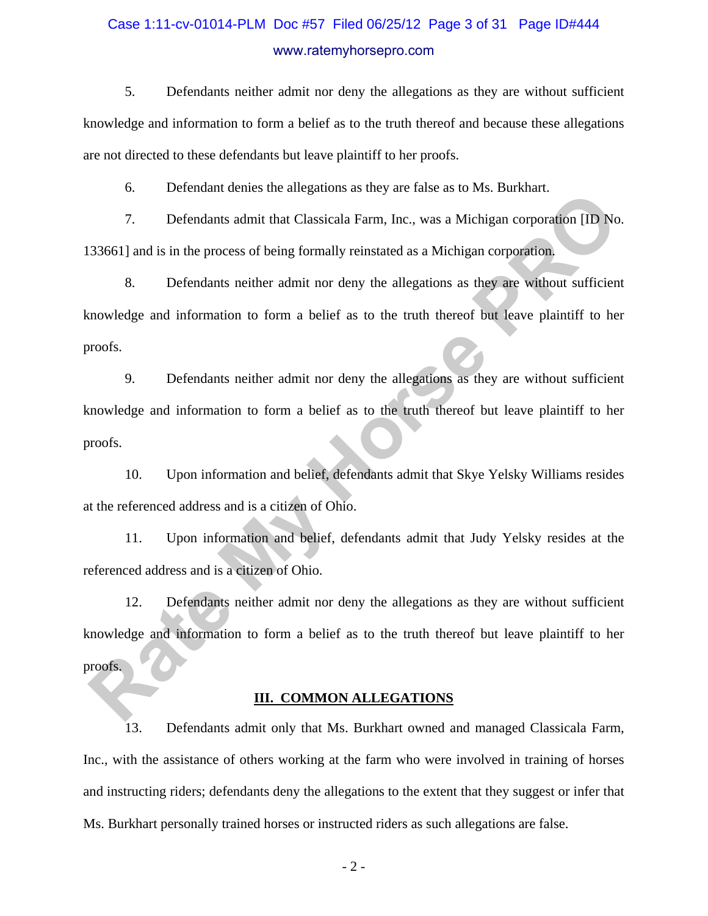5. Defendants neither admit nor deny the allegations as they are without sufficient knowledge and information to form a belief as to the truth thereof and because these allegations are not directed to these defendants but leave plaintiff to her proofs.

6. Defendant denies the allegations as they are false as to Ms. Burkhart.

7. Defendants admit that Classicala Farm, Inc., was a Michigan corporation [ID No. 133661] and is in the process of being formally reinstated as a Michigan corporation.

8. Defendants neither admit nor deny the allegations as they are without sufficient knowledge and information to form a belief as to the truth thereof but leave plaintiff to her proofs.

9. Defendants neither admit nor deny the allegations as they are without sufficient knowledge and information to form a belief as to the truth thereof but leave plaintiff to her proofs.

10. Upon information and belief, defendants admit that Skye Yelsky Williams resides at the referenced address and is a citizen of Ohio.

11. Upon information and belief, defendants admit that Judy Yelsky resides at the referenced address and is a citizen of Ohio.

12. Defendants neither admit nor deny the allegations as they are without sufficient knowledge and information to form a belief as to the truth thereof but leave plaintiff to her proofs.

## III. COMMON ALLEGATIONS

13. Defendants admit only that Ms. Burkhart owned and managed Classicala Farm, Inc., with the assistance of others working at the farm who were involved in training of horses and instructing riders; defendants deny the allegations to the extent that they suggest or infer that Ms. Burkhart personally trained horses or instructed riders as such allegations are false.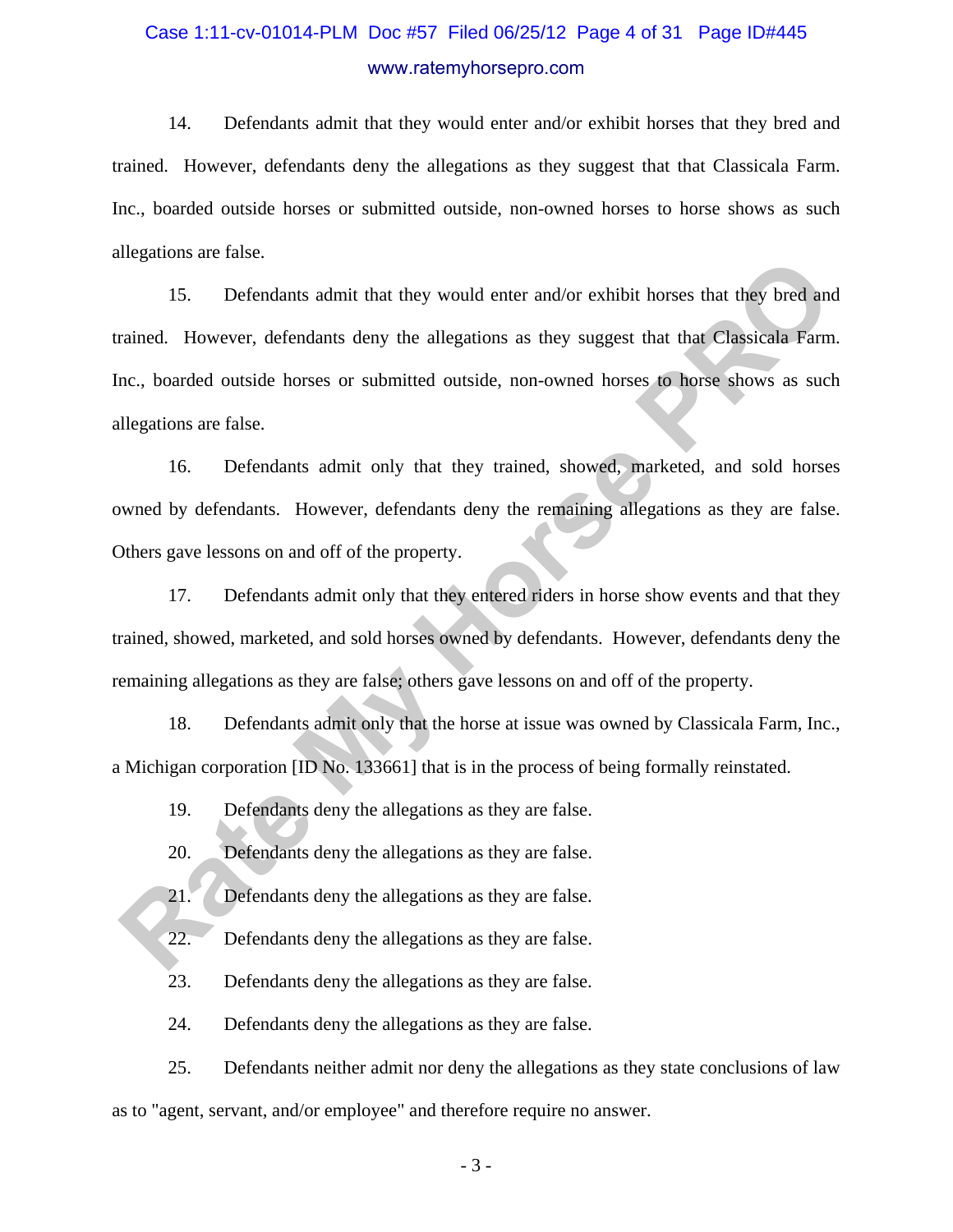14. Defendants admit that they would enter and/or exhibit horses that they bred and trained. However, defendants deny the allegations as they suggest that that Classicala Farm. Inc., boarded outside horses or submitted outside, non-owned horses to horse shows as such allegations are false.

15. Defendants admit that they would enter and/or exhibit horses that they bred and trained. However, defendants deny the allegations as they suggest that that Classicala Farm. Inc., boarded outside horses or submitted outside, non-owned horses to horse shows as such allegations are false.

16. Defendants admit only that they trained, showed, marketed, and sold horses owned by defendants. However, defendants deny the remaining allegations as they are false. Others gave lessons on and off of the property.

17. Defendants admit only that they entered riders in horse show events and that they trained, showed, marketed, and sold horses owned by defendants. However, defendants deny the remaining allegations as they are false; others gave lessons on and off of the property.

18. Defendants admit only that the horse at issue was owned by Classicala Farm, Inc., a Michigan corporation [ID No. 133661] that is in the process of being formally reinstated.

19. Defendants deny the allegations as they are false.

20. Defendants deny the allegations as they are false.

21. Defendants deny the allegations as they are false.

22. Defendants deny the allegations as they are false.

23. Defendants deny the allegations as they are false.

24. Defendants deny the allegations as they are false.

25. Defendants neither admit nor deny the allegations as they state conclusions of law as to "agent, servant, and/or employee" and therefore require no answer.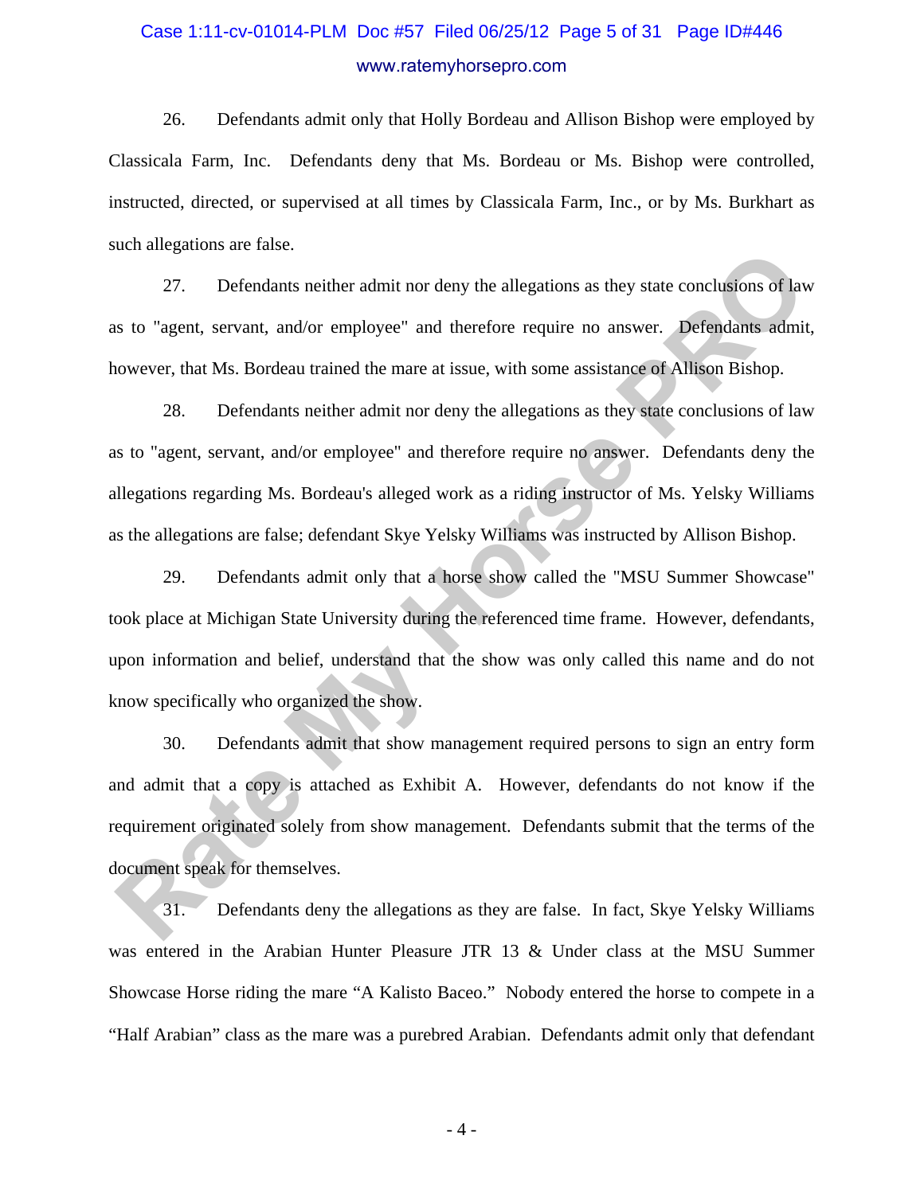26. Defendants admit only that Holly Bordeau and Allison Bishop were employed by Classicala Farm, Inc. Defendants deny that Ms. Bordeau or Ms. Bishop were controlled, instructed, directed, or supervised at all times by Classicala Farm, Inc., or by Ms. Burkhart as such allegations are false.

27. Defendants neither admit nor deny the allegations as they state conclusions of law as to "agent, servant, and/or employee" and therefore require no answer. Defendants admit, however, that Ms. Bordeau trained the mare at issue, with some assistance of Allison Bishop.

28. Defendants neither admit nor deny the allegations as they state conclusions of law as to "agent, servant, and/or employee" and therefore require no answer. Defendants deny the allegations regarding Ms. Bordeau's alleged work as a riding instructor of Ms. Yelsky Williams as the allegations are false; defendant Skye Yelsky Williams was instructed by Allison Bishop.

29. Defendants admit only that a horse show called the "MSU Summer Showcase" took place at Michigan State University during the referenced time frame. However, defendants, upon information and belief, understand that the show was only called this name and do not know specifically who organized the show.

30. Defendants admit that show management required persons to sign an entry form and admit that a copy is attached as Exhibit A. However, defendants do not know if the requirement originated solely from show management. Defendants submit that the terms of the document speak for themselves.

31. Defendants deny the allegations as they are false. In fact, Skye Yelsky Williams was entered in the Arabian Hunter Pleasure JTR 13 & Under class at the MSU Summer Showcase Horse riding the mare “A Kalisto Baceo.” Nobody entered the horse to compete in a “Half Arabian” class as the mare was a purebred Arabian. Defendants admit only that defendant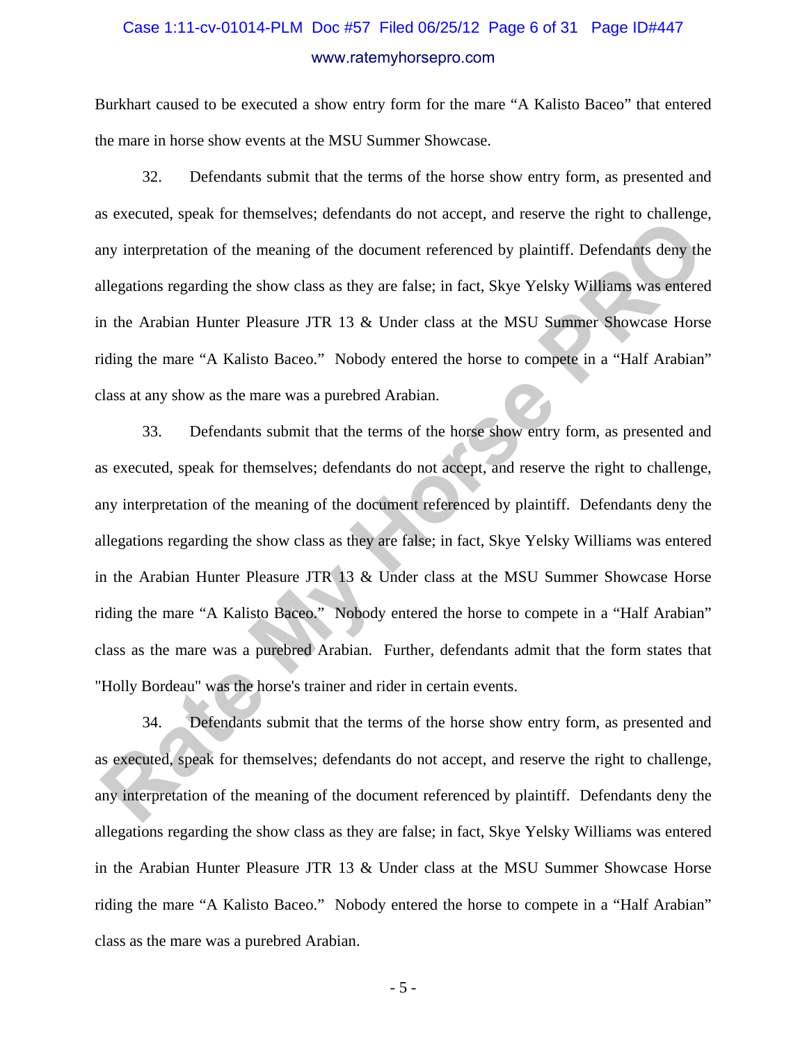Burkhart caused to be executed a show entry form for the mare "A Kalisto Baceo" that entered the mare in horse show events at the MSU Summer Showcase.

32. Defendants submit that the terms of the horse show entry form, as presented and as executed, speak for themselves; defendants do not accept, and reserve the right to challenge, any interpretation of the meaning of the document referenced by plaintiff. Defendants deny the allegations regarding the show class as they are false; in fact, Skye Yelsky Williams was entered in the Arabian Hunter Pleasure JTR 13 & Under class at the MSU Summer Showcase Horse riding the mare "A Kalisto Baceo." Nobody entered the horse to compete in a "Half Arabian" class at any show as the mare was a purebred Arabian.

33. Defendants submit that the terms of the horse show entry form, as presented and as executed, speak for themselves; defendants do not accept, and reserve the right to challenge, any interpretation of the meaning of the document referenced by plaintiff. Defendants deny the allegations regarding the show class as they are false; in fact, Skye Yelsky Williams was entered in the Arabian Hunter Pleasure JTR 13 & Under class at the MSU Summer Showcase Horse riding the mare "A Kalisto Baceo." Nobody entered the horse to compete in a "Half Arabian" class as the mare was a purebred Arabian. Further, defendants admit that the form states that "Holly Bordeau" was the horse's trainer and rider in certain events.

34. Defendants submit that the terms of the horse show entry form, as presented and as executed, speak for themselves; defendants do not accept, and reserve the right to challenge, any interpretation of the meaning of the document referenced by plaintiff. Defendants deny the allegations regarding the show class as they are false; in fact, Skye Yelsky Williams was entered in the Arabian Hunter Pleasure JTR 13 & Under class at the MSU Summer Showcase Horse riding the mare "A Kalisto Baceo." Nobody entered the horse to compete in a "Half Arabian" class as the mare was a purebred Arabian.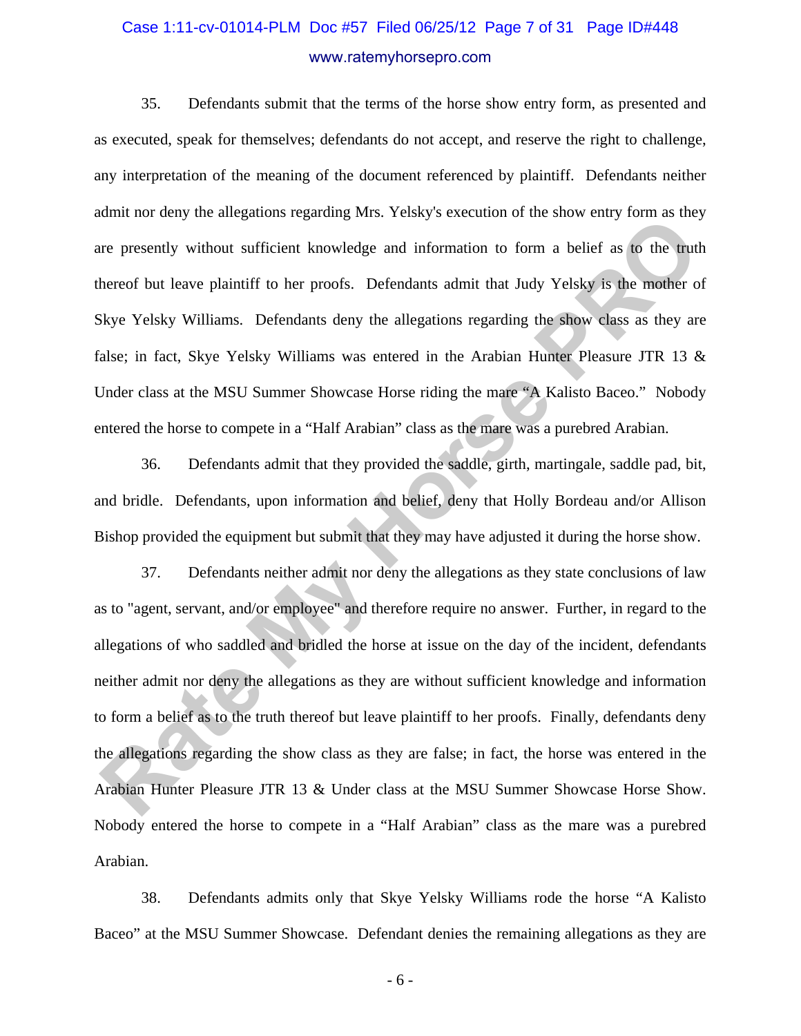35. Defendants submit that the terms of the horse show entry form, as presented and as executed, speak for themselves; defendants do not accept, and reserve the right to challenge, any interpretation of the meaning of the document referenced by plaintiff. Defendants neither admit nor deny the allegations regarding Mrs. Yelsky's execution of the show entry form as they are presently without sufficient knowledge and information to form a belief as to the truth thereof but leave plaintiff to her proofs. Defendants admit that Judy Yelsky is the mother of Skye Yelsky Williams. Defendants deny the allegations regarding the show class as they are false; in fact, Skye Yelsky Williams was entered in the Arabian Hunter Pleasure JTR 13 & Under class at the MSU Summer Showcase Horse riding the mare "A Kalisto Baceo." Nobody entered the horse to compete in a "Half Arabian" class as the mare was a purebred Arabian.

36. Defendants admit that they provided the saddle, girth, martingale, saddle pad, bit, and bridle. Defendants, upon information and belief, deny that Holly Bordeau and/or Allison Bishop provided the equipment but submit that they may have adjusted it during the horse show.

37. Defendants neither admit nor deny the allegations as they state conclusions of law as to "agent, servant, and/or employee" and therefore require no answer. Further, in regard to the allegations of who saddled and bridled the horse at issue on the day of the incident, defendants neither admit nor deny the allegations as they are without sufficient knowledge and information to form a belief as to the truth thereof but leave plaintiff to her proofs. Finally, defendants deny the allegations regarding the show class as they are false; in fact, the horse was entered in the Arabian Hunter Pleasure JTR 13 & Under class at the MSU Summer Showcase Horse Show. Nobody entered the horse to compete in a "Half Arabian" class as the mare was a purebred Arabian.

38. Defendants admits only that Skye Yelsky Williams rode the horse "A Kalisto Baceo" at the MSU Summer Showcase. Defendant denies the remaining allegations as they are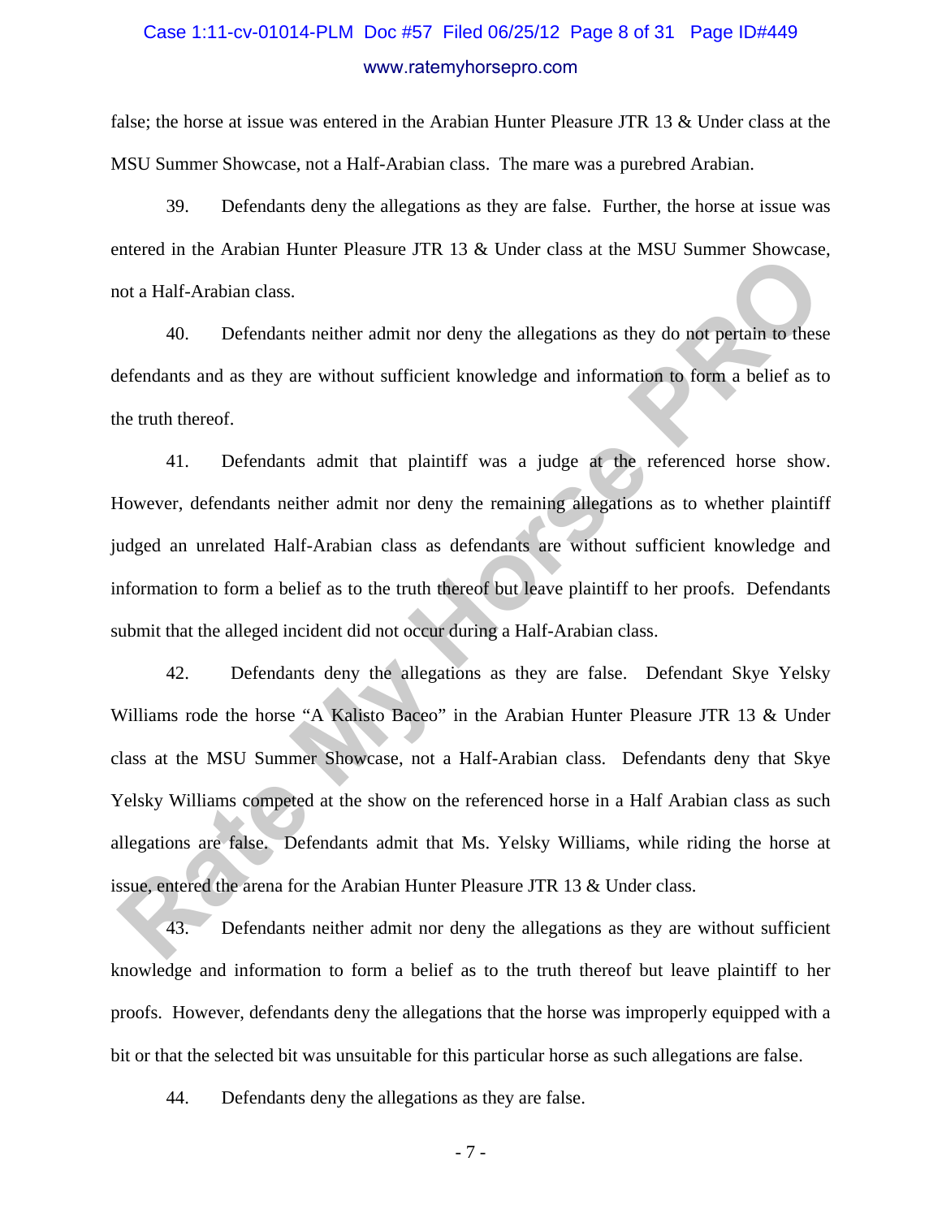false; the horse at issue was entered in the Arabian Hunter Pleasure JTR 13 & Under class at the MSU Summer Showcase, not a Half-Arabian class. The mare was a purebred Arabian.

39. Defendants deny the allegations as they are false. Further, the horse at issue was entered in the Arabian Hunter Pleasure JTR 13 & Under class at the MSU Summer Showcase, not a Half-Arabian class.

40. Defendants neither admit nor deny the allegations as they do not pertain to these defendants and as they are without sufficient knowledge and information to form a belief as to the truth thereof.

41. Defendants admit that plaintiff was a judge at the referenced horse show. However, defendants neither admit nor deny the remaining allegations as to whether plaintiff judged an unrelated Half-Arabian class as defendants are without sufficient knowledge and information to form a belief as to the truth thereof but leave plaintiff to her proofs. Defendants submit that the alleged incident did not occur during a Half-Arabian class.

42. Defendants deny the allegations as they are false. Defendant Skye Yelsky Williams rode the horse "A Kalisto Baceo" in the Arabian Hunter Pleasure JTR 13 & Under class at the MSU Summer Showcase, not a Half-Arabian class. Defendants deny that Skye Yelsky Williams competed at the show on the referenced horse in a Half Arabian class as such allegations are false. Defendants admit that Ms. Yelsky Williams, while riding the horse at issue, entered the arena for the Arabian Hunter Pleasure JTR 13 & Under class.

43. Defendants neither admit nor deny the allegations as they are without sufficient knowledge and information to form a belief as to the truth thereof but leave plaintiff to her proofs. However, defendants deny the allegations that the horse was improperly equipped with a bit or that the selected bit was unsuitable for this particular horse as such allegations are false.

44. Defendants deny the allegations as they are false.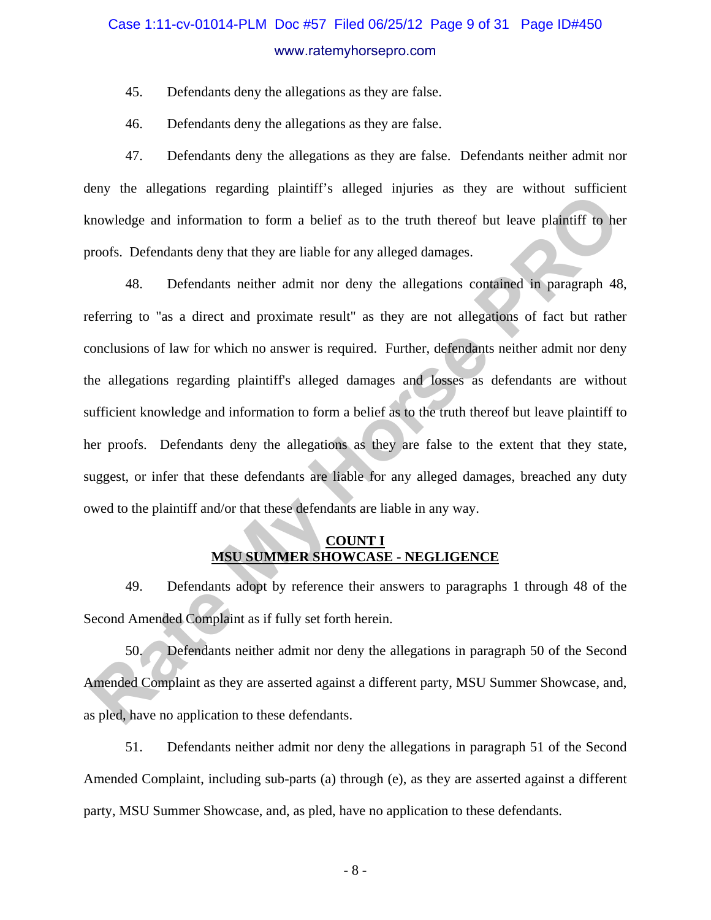45. Defendants deny the allegations as they are false.

46. Defendants deny the allegations as they are false.

47. Defendants deny the allegations as they are false. Defendants neither admit nor deny the allegations regarding plaintiff's alleged injuries as they are without sufficient knowledge and information to form a belief as to the truth thereof but leave plaintiff to her proofs. Defendants deny that they are liable for any alleged damages.

48. Defendants neither admit nor deny the allegations contained in paragraph 48, referring to "as a direct and proximate result" as they are not allegations of fact but rather conclusions of law for which no answer is required. Further, defendants neither admit nor deny the allegations regarding plaintiff's alleged damages and losses as defendants are without sufficient knowledge and information to form a belief as to the truth thereof but leave plaintiff to her proofs. Defendants deny the allegations as they are false to the extent that they state, suggest, or infer that these defendants are liable for any alleged damages, breached any duty owed to the plaintiff and/or that these defendants are liable in any way.

## COUNT I
## MSU SUMMER SHOWCASE - NEGLIGENCE

49. Defendants adopt by reference their answers to paragraphs 1 through 48 of the Second Amended Complaint as if fully set forth herein.

50. Defendants neither admit nor deny the allegations in paragraph 50 of the Second Amended Complaint as they are asserted against a different party, MSU Summer Showcase, and, as pled, have no application to these defendants.

51. Defendants neither admit nor deny the allegations in paragraph 51 of the Second Amended Complaint, including sub-parts (a) through (e), as they are asserted against a different party, MSU Summer Showcase, and, as pled, have no application to these defendants.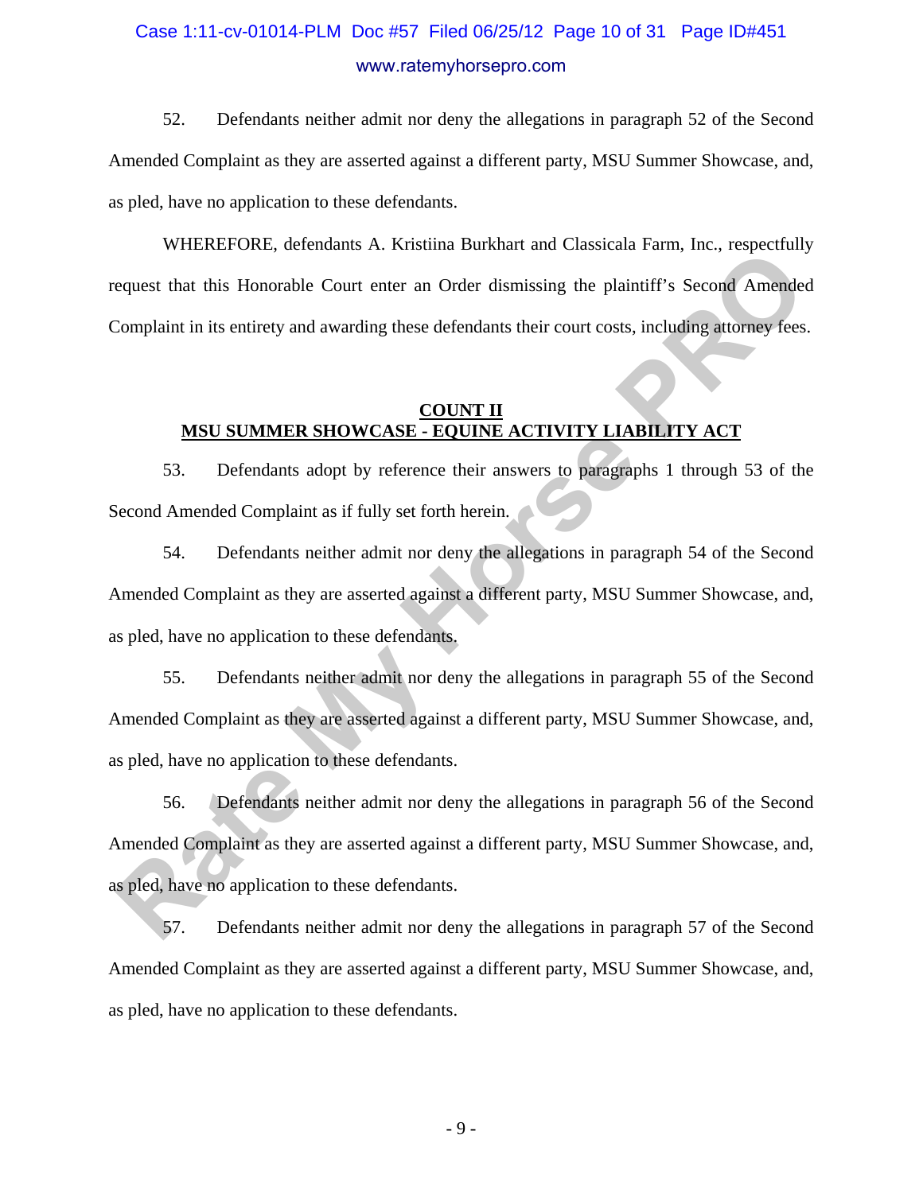52. Defendants neither admit nor deny the allegations in paragraph 52 of the Second Amended Complaint as they are asserted against a different party, MSU Summer Showcase, and, as pled, have no application to these defendants.

WHEREFORE, defendants A. Kristiina Burkhart and Classicala Farm, Inc., respectfully request that this Honorable Court enter an Order dismissing the plaintiff's Second Amended Complaint in its entirety and awarding these defendants their court costs, including attorney fees.

**COUNT II**
**MSU SUMMER SHOWCASE - EQUINE ACTIVITY LIABILITY ACT**

53. Defendants adopt by reference their answers to paragraphs 1 through 53 of the Second Amended Complaint as if fully set forth herein.

54. Defendants neither admit nor deny the allegations in paragraph 54 of the Second Amended Complaint as they are asserted against a different party, MSU Summer Showcase, and, as pled, have no application to these defendants.

55. Defendants neither admit nor deny the allegations in paragraph 55 of the Second Amended Complaint as they are asserted against a different party, MSU Summer Showcase, and, as pled, have no application to these defendants.

56. Defendants neither admit nor deny the allegations in paragraph 56 of the Second Amended Complaint as they are asserted against a different party, MSU Summer Showcase, and, as pled, have no application to these defendants.

57. Defendants neither admit nor deny the allegations in paragraph 57 of the Second Amended Complaint as they are asserted against a different party, MSU Summer Showcase, and, as pled, have no application to these defendants.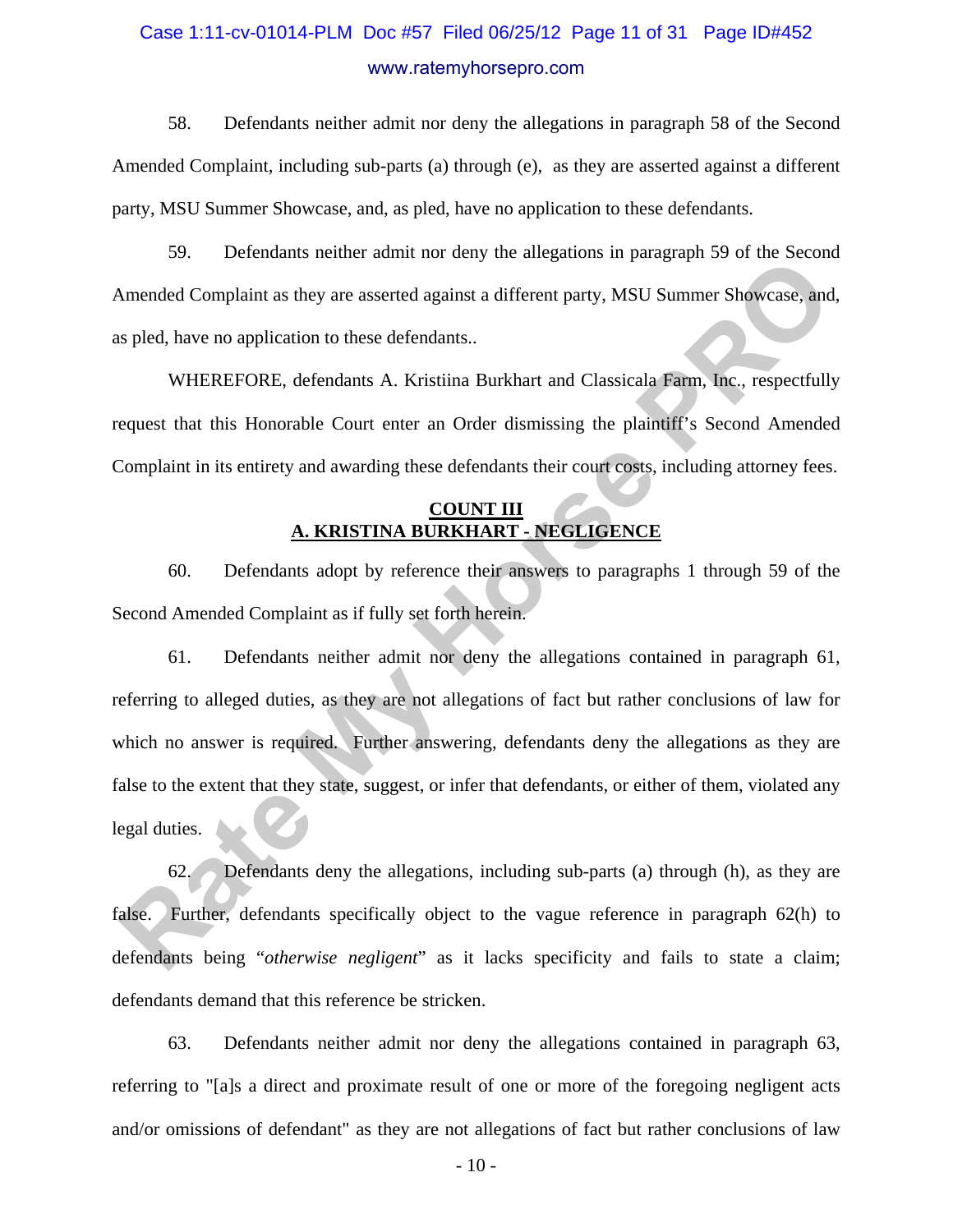58. Defendants neither admit nor deny the allegations in paragraph 58 of the Second Amended Complaint, including sub-parts (a) through (e), as they are asserted against a different party, MSU Summer Showcase, and, as pled, have no application to these defendants.

59. Defendants neither admit nor deny the allegations in paragraph 59 of the Second Amended Complaint as they are asserted against a different party, MSU Summer Showcase, and, as pled, have no application to these defendants..

WHEREFORE, defendants A. Kristiina Burkhart and Classicala Farm, Inc., respectfully request that this Honorable Court enter an Order dismissing the plaintiff's Second Amended Complaint in its entirety and awarding these defendants their court costs, including attorney fees.

## COUNT III
## A. KRISTINA BURKHART - NEGLIGENCE

60. Defendants adopt by reference their answers to paragraphs 1 through 59 of the Second Amended Complaint as if fully set forth herein.

61. Defendants neither admit nor deny the allegations contained in paragraph 61, referring to alleged duties, as they are not allegations of fact but rather conclusions of law for which no answer is required. Further answering, defendants deny the allegations as they are false to the extent that they state, suggest, or infer that defendants, or either of them, violated any legal duties.

62. Defendants deny the allegations, including sub-parts (a) through (h), as they are false. Further, defendants specifically object to the vague reference in paragraph 62(h) to defendants being "*otherwise negligent*" as it lacks specificity and fails to state a claim; defendants demand that this reference be stricken.

63. Defendants neither admit nor deny the allegations contained in paragraph 63, referring to "[a]s a direct and proximate result of one or more of the foregoing negligent acts and/or omissions of defendant" as they are not allegations of fact but rather conclusions of law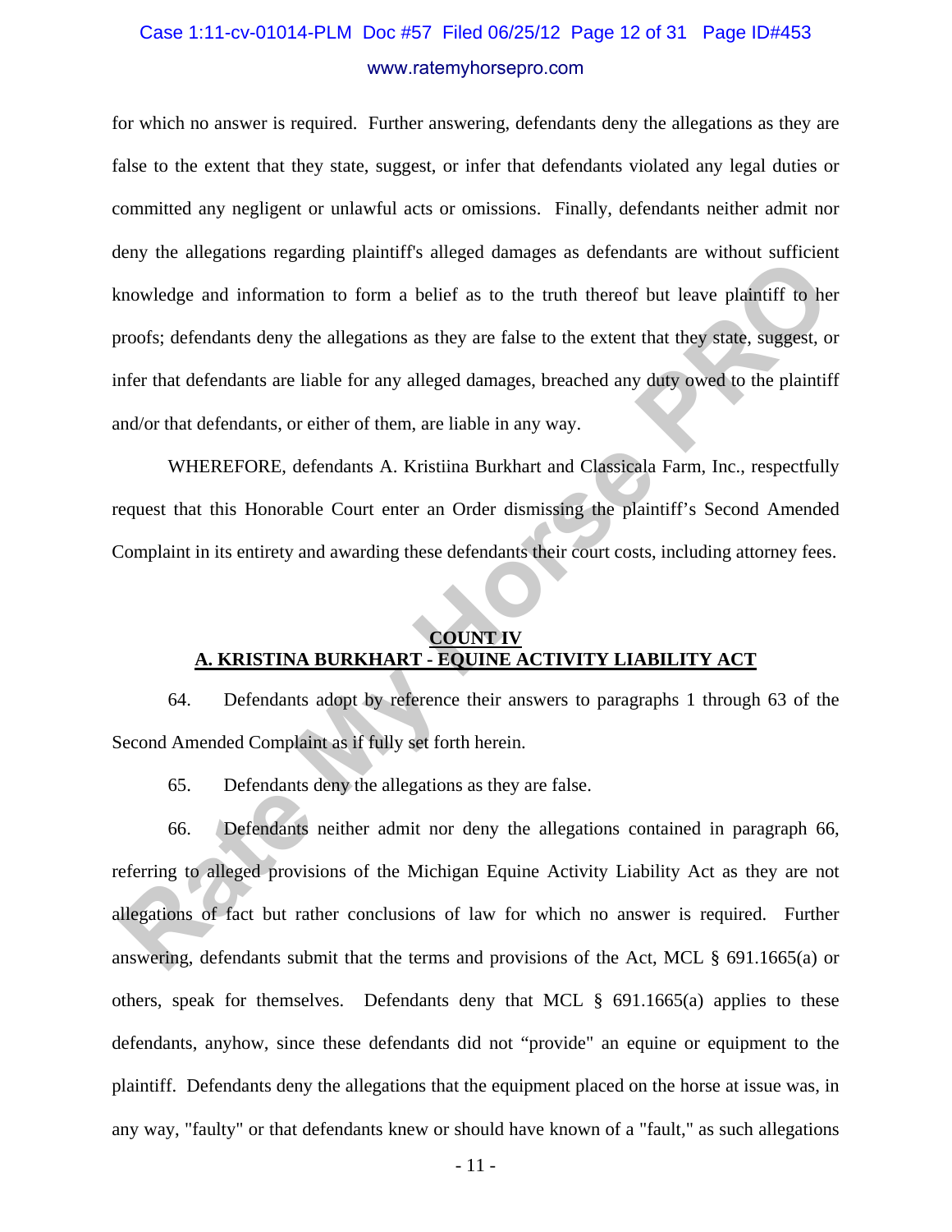for which no answer is required. Further answering, defendants deny the allegations as they are false to the extent that they state, suggest, or infer that defendants violated any legal duties or committed any negligent or unlawful acts or omissions. Finally, defendants neither admit nor deny the allegations regarding plaintiff's alleged damages as defendants are without sufficient knowledge and information to form a belief as to the truth thereof but leave plaintiff to her proofs; defendants deny the allegations as they are false to the extent that they state, suggest, or infer that defendants are liable for any alleged damages, breached any duty owed to the plaintiff and/or that defendants, or either of them, are liable in any way.

WHEREFORE, defendants A. Kristiina Burkhart and Classicala Farm, Inc., respectfully request that this Honorable Court enter an Order dismissing the plaintiff's Second Amended Complaint in its entirety and awarding these defendants their court costs, including attorney fees.

**COUNT IV**
**A. KRISTINA BURKHART - EQUINE ACTIVITY LIABILITY ACT**

64. Defendants adopt by reference their answers to paragraphs 1 through 63 of the Second Amended Complaint as if fully set forth herein.

65. Defendants deny the allegations as they are false.

66. Defendants neither admit nor deny the allegations contained in paragraph 66, referring to alleged provisions of the Michigan Equine Activity Liability Act as they are not allegations of fact but rather conclusions of law for which no answer is required. Further answering, defendants submit that the terms and provisions of the Act, MCL § 691.1665(a) or others, speak for themselves. Defendants deny that MCL § 691.1665(a) applies to these defendants, anyhow, since these defendants did not "provide" an equine or equipment to the plaintiff. Defendants deny the allegations that the equipment placed on the horse at issue was, in any way, "faulty" or that defendants knew or should have known of a "fault," as such allegations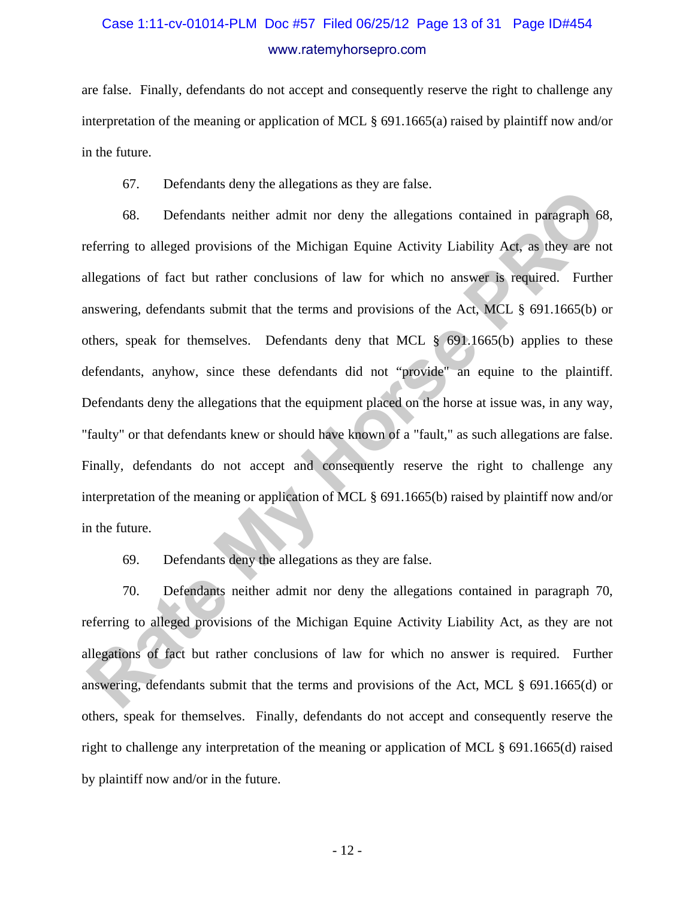are false. Finally, defendants do not accept and consequently reserve the right to challenge any interpretation of the meaning or application of MCL § 691.1665(a) raised by plaintiff now and/or in the future.

67. Defendants deny the allegations as they are false.

68. Defendants neither admit nor deny the allegations contained in paragraph 68, referring to alleged provisions of the Michigan Equine Activity Liability Act, as they are not allegations of fact but rather conclusions of law for which no answer is required. Further answering, defendants submit that the terms and provisions of the Act, MCL § 691.1665(b) or others, speak for themselves. Defendants deny that MCL § 691.1665(b) applies to these defendants, anyhow, since these defendants did not "provide" an equine to the plaintiff. Defendants deny the allegations that the equipment placed on the horse at issue was, in any way, "faulty" or that defendants knew or should have known of a "fault," as such allegations are false. Finally, defendants do not accept and consequently reserve the right to challenge any interpretation of the meaning or application of MCL § 691.1665(b) raised by plaintiff now and/or in the future.

69. Defendants deny the allegations as they are false.

70. Defendants neither admit nor deny the allegations contained in paragraph 70, referring to alleged provisions of the Michigan Equine Activity Liability Act, as they are not allegations of fact but rather conclusions of law for which no answer is required. Further answering, defendants submit that the terms and provisions of the Act, MCL § 691.1665(d) or others, speak for themselves. Finally, defendants do not accept and consequently reserve the right to challenge any interpretation of the meaning or application of MCL § 691.1665(d) raised by plaintiff now and/or in the future.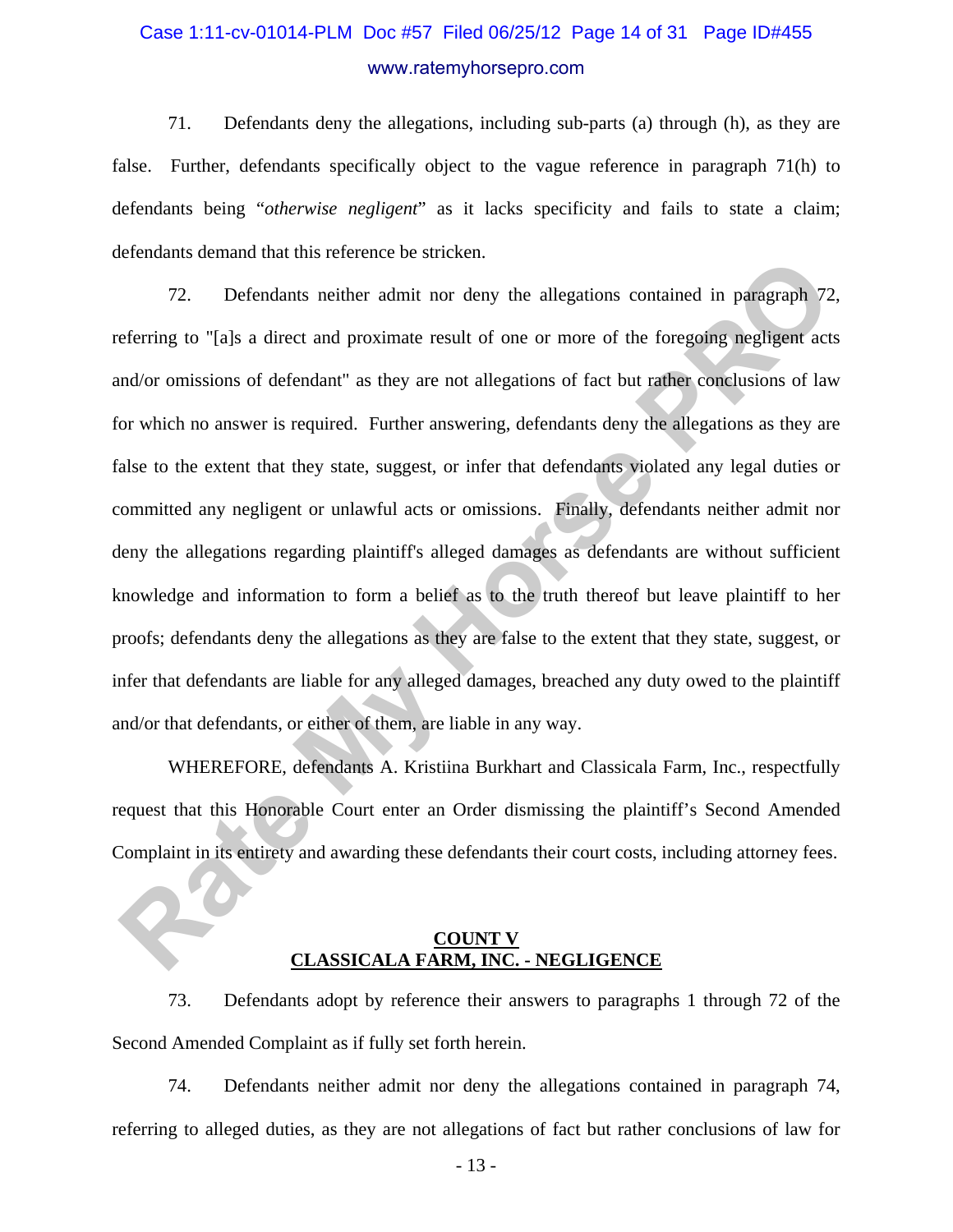71. Defendants deny the allegations, including sub-parts (a) through (h), as they are false. Further, defendants specifically object to the vague reference in paragraph 71(h) to defendants being "*otherwise negligent*" as it lacks specificity and fails to state a claim; defendants demand that this reference be stricken.

72. Defendants neither admit nor deny the allegations contained in paragraph 72, referring to "[a]s a direct and proximate result of one or more of the foregoing negligent acts and/or omissions of defendant" as they are not allegations of fact but rather conclusions of law for which no answer is required. Further answering, defendants deny the allegations as they are false to the extent that they state, suggest, or infer that defendants violated any legal duties or committed any negligent or unlawful acts or omissions. Finally, defendants neither admit nor deny the allegations regarding plaintiff's alleged damages as defendants are without sufficient knowledge and information to form a belief as to the truth thereof but leave plaintiff to her proofs; defendants deny the allegations as they are false to the extent that they state, suggest, or infer that defendants are liable for any alleged damages, breached any duty owed to the plaintiff and/or that defendants, or either of them, are liable in any way.

WHEREFORE, defendants A. Kristiina Burkhart and Classicala Farm, Inc., respectfully request that this Honorable Court enter an Order dismissing the plaintiff's Second Amended Complaint in its entirety and awarding these defendants their court costs, including attorney fees.

**COUNT V**
**CLASSICALA FARM, INC. - NEGLIGENCE**

73. Defendants adopt by reference their answers to paragraphs 1 through 72 of the Second Amended Complaint as if fully set forth herein.

74. Defendants neither admit nor deny the allegations contained in paragraph 74, referring to alleged duties, as they are not allegations of fact but rather conclusions of law for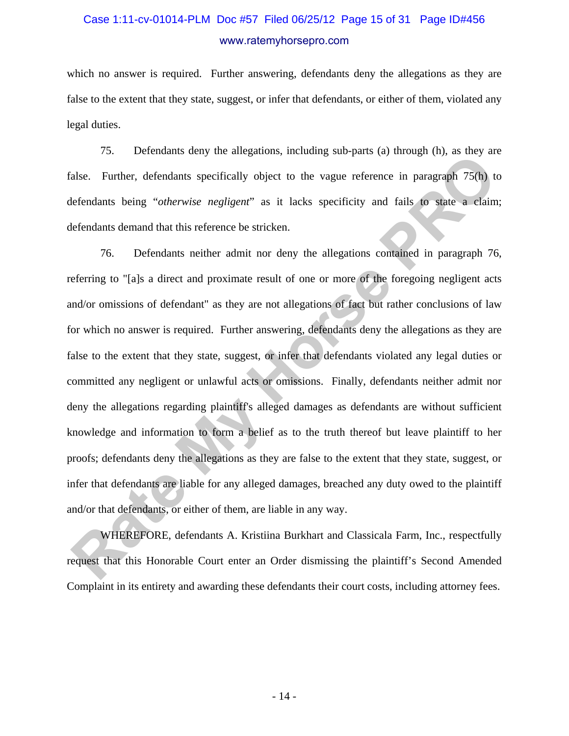which no answer is required. Further answering, defendants deny the allegations as they are false to the extent that they state, suggest, or infer that defendants, or either of them, violated any legal duties.

75. Defendants deny the allegations, including sub-parts (a) through (h), as they are false. Further, defendants specifically object to the vague reference in paragraph 75(h) to defendants being "*otherwise negligent*" as it lacks specificity and fails to state a claim; defendants demand that this reference be stricken.

76. Defendants neither admit nor deny the allegations contained in paragraph 76, referring to "[a]s a direct and proximate result of one or more of the foregoing negligent acts and/or omissions of defendant" as they are not allegations of fact but rather conclusions of law for which no answer is required. Further answering, defendants deny the allegations as they are false to the extent that they state, suggest, or infer that defendants violated any legal duties or committed any negligent or unlawful acts or omissions. Finally, defendants neither admit nor deny the allegations regarding plaintiff's alleged damages as defendants are without sufficient knowledge and information to form a belief as to the truth thereof but leave plaintiff to her proofs; defendants deny the allegations as they are false to the extent that they state, suggest, or infer that defendants are liable for any alleged damages, breached any duty owed to the plaintiff and/or that defendants, or either of them, are liable in any way.

WHEREFORE, defendants A. Kristiina Burkhart and Classicala Farm, Inc., respectfully request that this Honorable Court enter an Order dismissing the plaintiff's Second Amended Complaint in its entirety and awarding these defendants their court costs, including attorney fees.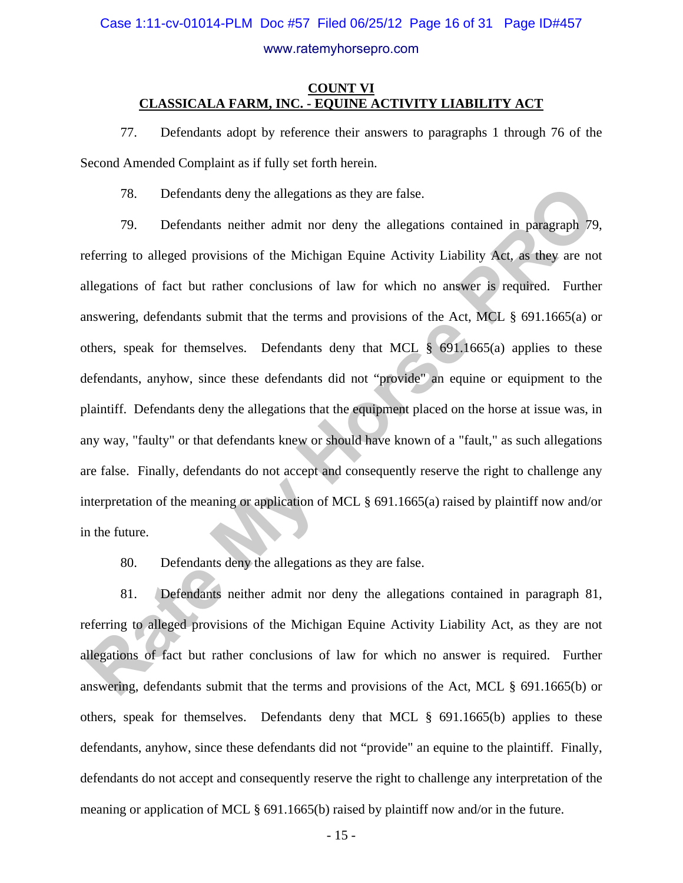**COUNT VI**
**CLASSICALA FARM, INC. - EQUINE ACTIVITY LIABILITY ACT**

77. Defendants adopt by reference their answers to paragraphs 1 through 76 of the Second Amended Complaint as if fully set forth herein.

78. Defendants deny the allegations as they are false.

79. Defendants neither admit nor deny the allegations contained in paragraph 79, referring to alleged provisions of the Michigan Equine Activity Liability Act, as they are not allegations of fact but rather conclusions of law for which no answer is required. Further answering, defendants submit that the terms and provisions of the Act, MCL § 691.1665(a) or others, speak for themselves. Defendants deny that MCL § 691.1665(a) applies to these defendants, anyhow, since these defendants did not "provide" an equine or equipment to the plaintiff. Defendants deny the allegations that the equipment placed on the horse at issue was, in any way, "faulty" or that defendants knew or should have known of a "fault," as such allegations are false. Finally, defendants do not accept and consequently reserve the right to challenge any interpretation of the meaning or application of MCL § 691.1665(a) raised by plaintiff now and/or in the future.

80. Defendants deny the allegations as they are false.

81. Defendants neither admit nor deny the allegations contained in paragraph 81, referring to alleged provisions of the Michigan Equine Activity Liability Act, as they are not allegations of fact but rather conclusions of law for which no answer is required. Further answering, defendants submit that the terms and provisions of the Act, MCL § 691.1665(b) or others, speak for themselves. Defendants deny that MCL § 691.1665(b) applies to these defendants, anyhow, since these defendants did not "provide" an equine to the plaintiff. Finally, defendants do not accept and consequently reserve the right to challenge any interpretation of the meaning or application of MCL § 691.1665(b) raised by plaintiff now and/or in the future.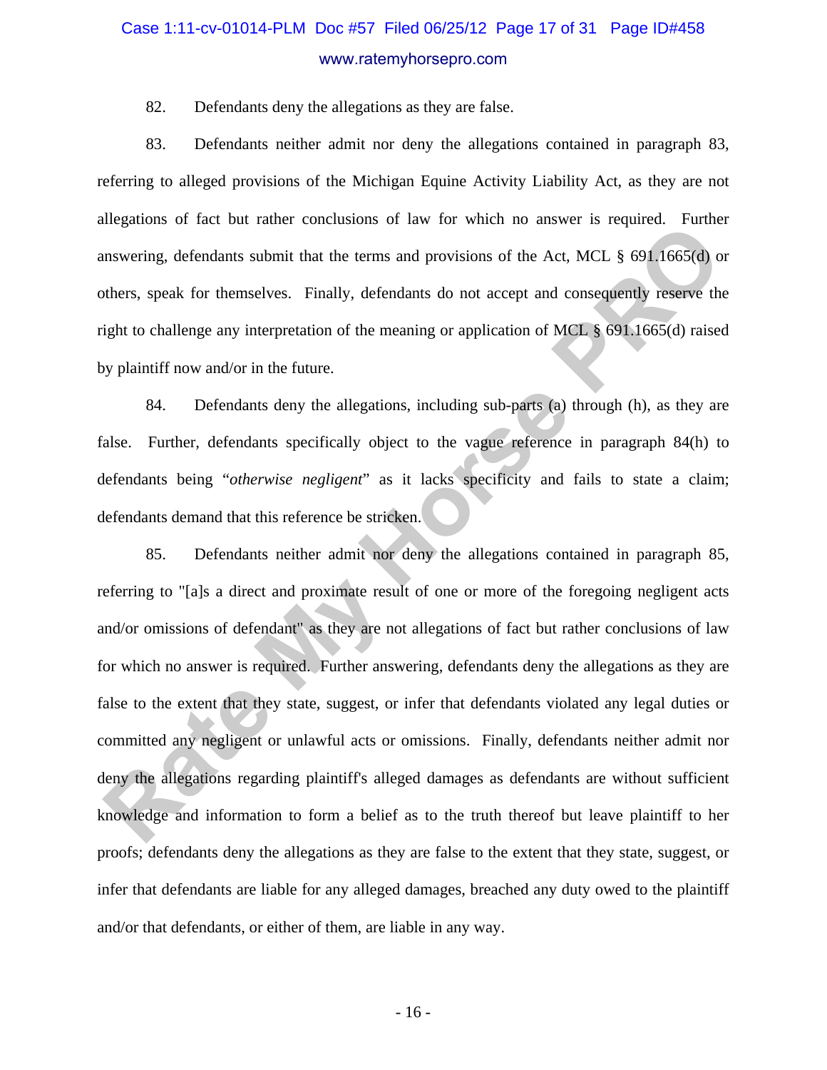82. Defendants deny the allegations as they are false.

83. Defendants neither admit nor deny the allegations contained in paragraph 83, referring to alleged provisions of the Michigan Equine Activity Liability Act, as they are not allegations of fact but rather conclusions of law for which no answer is required. Further answering, defendants submit that the terms and provisions of the Act, MCL § 691.1665(d) or others, speak for themselves. Finally, defendants do not accept and consequently reserve the right to challenge any interpretation of the meaning or application of MCL § 691.1665(d) raised by plaintiff now and/or in the future.

84. Defendants deny the allegations, including sub-parts (a) through (h), as they are false. Further, defendants specifically object to the vague reference in paragraph 84(h) to defendants being "*otherwise negligent*" as it lacks specificity and fails to state a claim; defendants demand that this reference be stricken.

85. Defendants neither admit nor deny the allegations contained in paragraph 85, referring to "[a]s a direct and proximate result of one or more of the foregoing negligent acts and/or omissions of defendant" as they are not allegations of fact but rather conclusions of law for which no answer is required. Further answering, defendants deny the allegations as they are false to the extent that they state, suggest, or infer that defendants violated any legal duties or committed any negligent or unlawful acts or omissions. Finally, defendants neither admit nor deny the allegations regarding plaintiff's alleged damages as defendants are without sufficient knowledge and information to form a belief as to the truth thereof but leave plaintiff to her proofs; defendants deny the allegations as they are false to the extent that they state, suggest, or infer that defendants are liable for any alleged damages, breached any duty owed to the plaintiff and/or that defendants, or either of them, are liable in any way.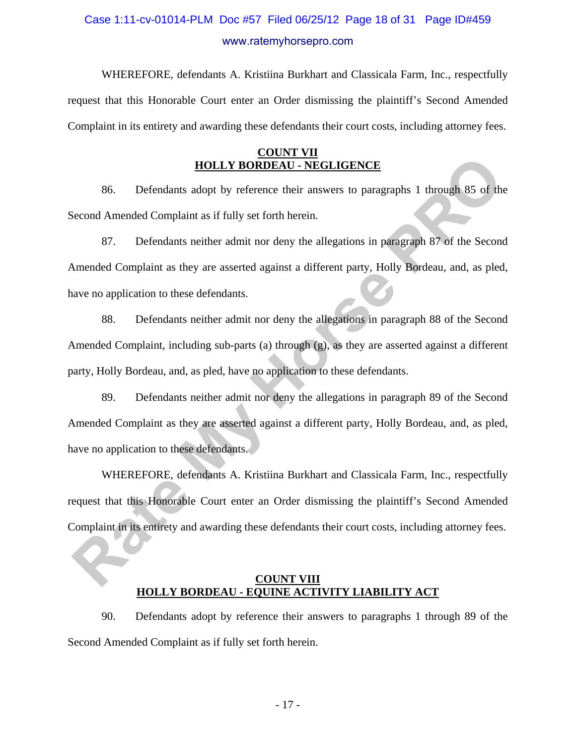WHEREFORE, defendants A. Kristiina Burkhart and Classicala Farm, Inc., respectfully request that this Honorable Court enter an Order dismissing the plaintiff's Second Amended Complaint in its entirety and awarding these defendants their court costs, including attorney fees.

## COUNT VII
## HOLLY BORDEAU - NEGLIGENCE

86. Defendants adopt by reference their answers to paragraphs 1 through 85 of the Second Amended Complaint as if fully set forth herein.

87. Defendants neither admit nor deny the allegations in paragraph 87 of the Second Amended Complaint as they are asserted against a different party, Holly Bordeau, and, as pled, have no application to these defendants.

88. Defendants neither admit nor deny the allegations in paragraph 88 of the Second Amended Complaint, including sub-parts (a) through (g), as they are asserted against a different party, Holly Bordeau, and, as pled, have no application to these defendants.

89. Defendants neither admit nor deny the allegations in paragraph 89 of the Second Amended Complaint as they are asserted against a different party, Holly Bordeau, and, as pled, have no application to these defendants.

WHEREFORE, defendants A. Kristiina Burkhart and Classicala Farm, Inc., respectfully request that this Honorable Court enter an Order dismissing the plaintiff's Second Amended Complaint in its entirety and awarding these defendants their court costs, including attorney fees.

## COUNT VIII
## HOLLY BORDEAU - EQUINE ACTIVITY LIABILITY ACT

90. Defendants adopt by reference their answers to paragraphs 1 through 89 of the Second Amended Complaint as if fully set forth herein.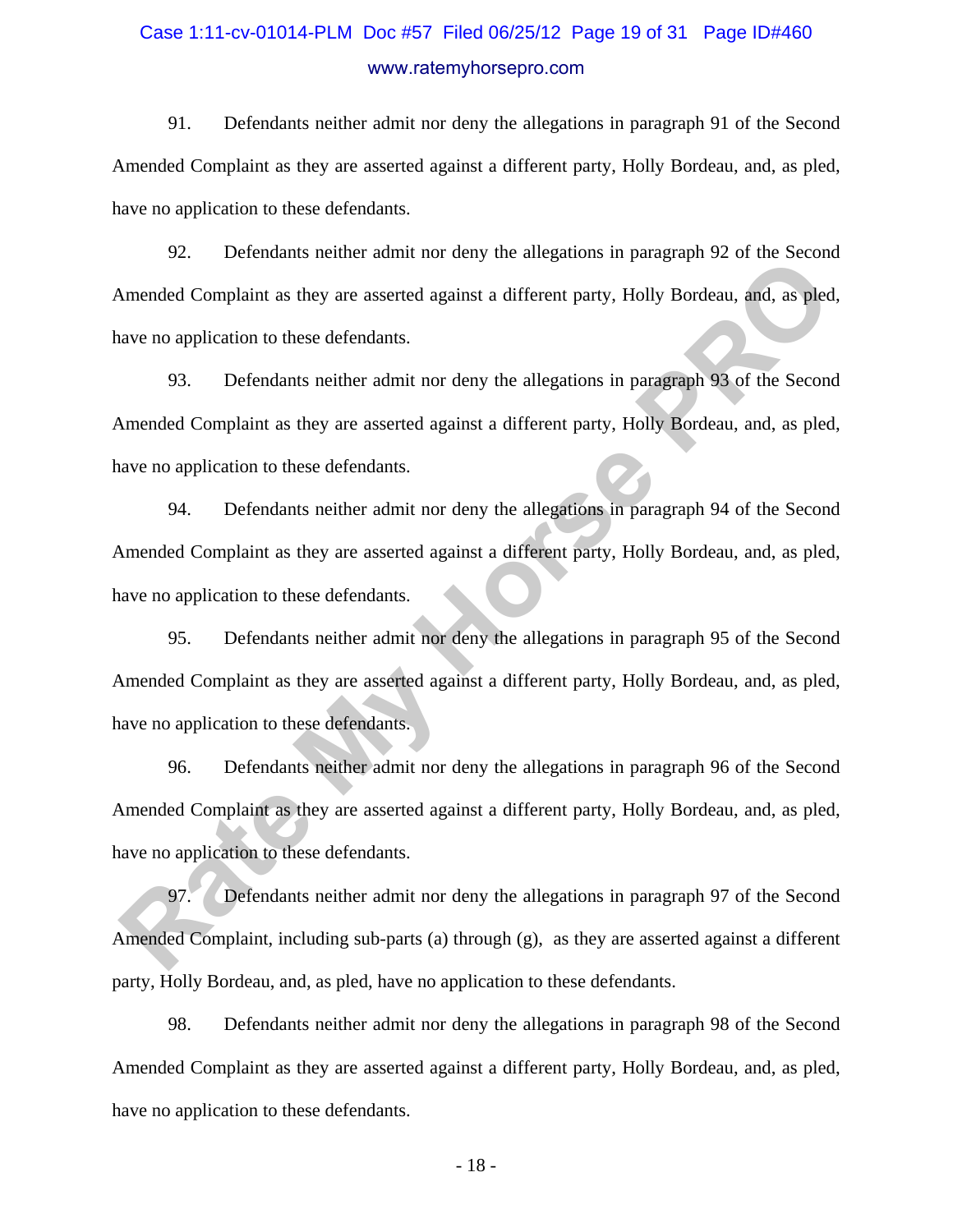91. Defendants neither admit nor deny the allegations in paragraph 91 of the Second Amended Complaint as they are asserted against a different party, Holly Bordeau, and, as pled, have no application to these defendants.

92. Defendants neither admit nor deny the allegations in paragraph 92 of the Second Amended Complaint as they are asserted against a different party, Holly Bordeau, and, as pled, have no application to these defendants.

93. Defendants neither admit nor deny the allegations in paragraph 93 of the Second Amended Complaint as they are asserted against a different party, Holly Bordeau, and, as pled, have no application to these defendants.

94. Defendants neither admit nor deny the allegations in paragraph 94 of the Second Amended Complaint as they are asserted against a different party, Holly Bordeau, and, as pled, have no application to these defendants.

95. Defendants neither admit nor deny the allegations in paragraph 95 of the Second Amended Complaint as they are asserted against a different party, Holly Bordeau, and, as pled, have no application to these defendants.

96. Defendants neither admit nor deny the allegations in paragraph 96 of the Second Amended Complaint as they are asserted against a different party, Holly Bordeau, and, as pled, have no application to these defendants.

97. Defendants neither admit nor deny the allegations in paragraph 97 of the Second Amended Complaint, including sub-parts (a) through (g), as they are asserted against a different party, Holly Bordeau, and, as pled, have no application to these defendants.

98. Defendants neither admit nor deny the allegations in paragraph 98 of the Second Amended Complaint as they are asserted against a different party, Holly Bordeau, and, as pled, have no application to these defendants.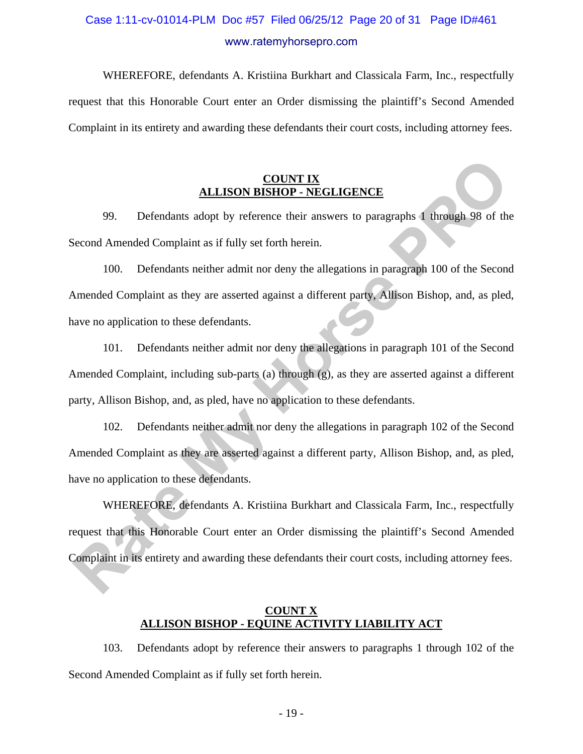WHEREFORE, defendants A. Kristiina Burkhart and Classicala Farm, Inc., respectfully request that this Honorable Court enter an Order dismissing the plaintiff's Second Amended Complaint in its entirety and awarding these defendants their court costs, including attorney fees.

## COUNT IX
## ALLISON BISHOP - NEGLIGENCE

99. Defendants adopt by reference their answers to paragraphs 1 through 98 of the Second Amended Complaint as if fully set forth herein.

100. Defendants neither admit nor deny the allegations in paragraph 100 of the Second Amended Complaint as they are asserted against a different party, Allison Bishop, and, as pled, have no application to these defendants.

101. Defendants neither admit nor deny the allegations in paragraph 101 of the Second Amended Complaint, including sub-parts (a) through (g), as they are asserted against a different party, Allison Bishop, and, as pled, have no application to these defendants.

102. Defendants neither admit nor deny the allegations in paragraph 102 of the Second Amended Complaint as they are asserted against a different party, Allison Bishop, and, as pled, have no application to these defendants.

WHEREFORE, defendants A. Kristiina Burkhart and Classicala Farm, Inc., respectfully request that this Honorable Court enter an Order dismissing the plaintiff's Second Amended Complaint in its entirety and awarding these defendants their court costs, including attorney fees.

## COUNT X
## ALLISON BISHOP - EQUINE ACTIVITY LIABILITY ACT

103. Defendants adopt by reference their answers to paragraphs 1 through 102 of the Second Amended Complaint as if fully set forth herein.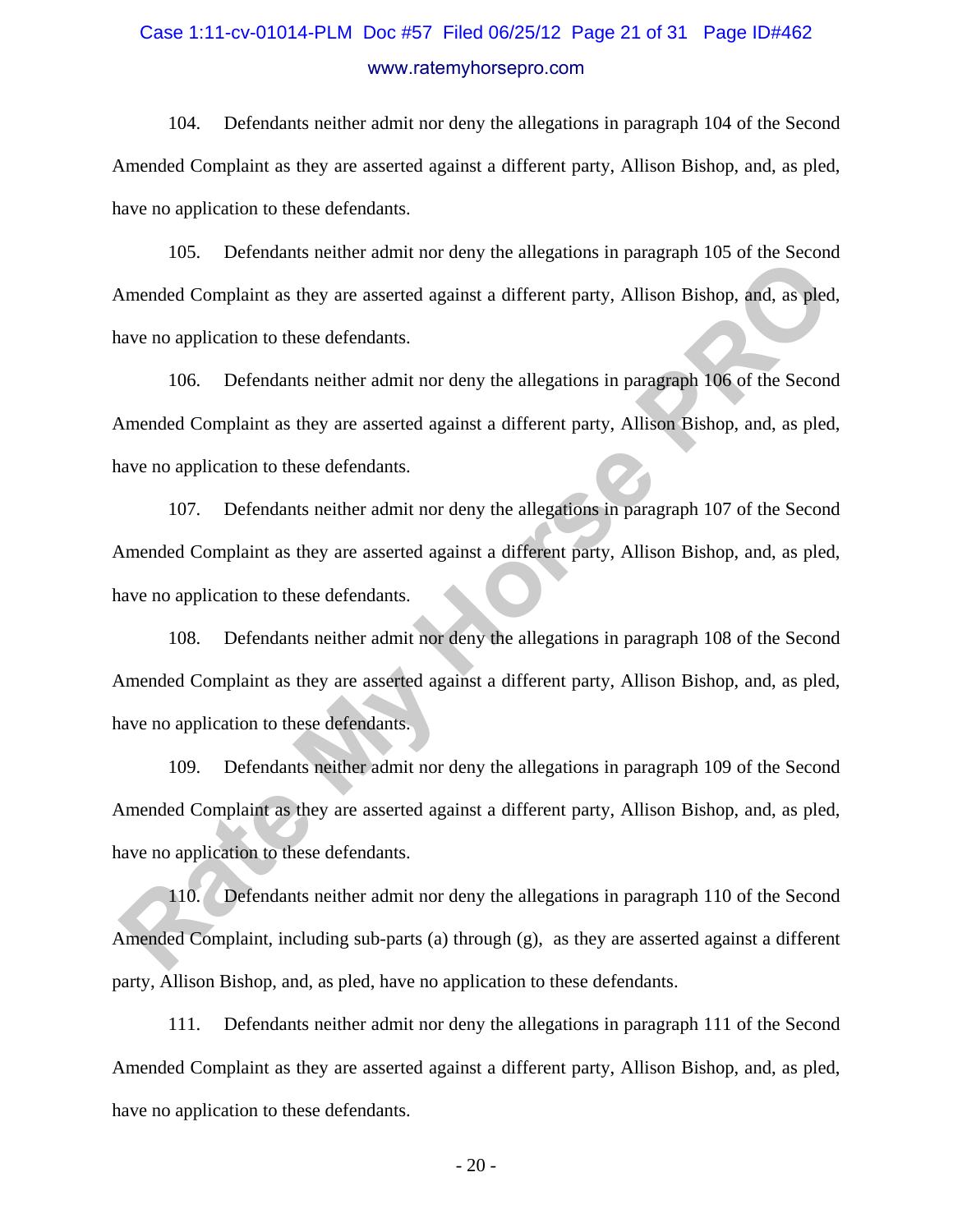104. Defendants neither admit nor deny the allegations in paragraph 104 of the Second Amended Complaint as they are asserted against a different party, Allison Bishop, and, as pled, have no application to these defendants.

105. Defendants neither admit nor deny the allegations in paragraph 105 of the Second Amended Complaint as they are asserted against a different party, Allison Bishop, and, as pled, have no application to these defendants.

106. Defendants neither admit nor deny the allegations in paragraph 106 of the Second Amended Complaint as they are asserted against a different party, Allison Bishop, and, as pled, have no application to these defendants.

107. Defendants neither admit nor deny the allegations in paragraph 107 of the Second Amended Complaint as they are asserted against a different party, Allison Bishop, and, as pled, have no application to these defendants.

108. Defendants neither admit nor deny the allegations in paragraph 108 of the Second Amended Complaint as they are asserted against a different party, Allison Bishop, and, as pled, have no application to these defendants.

109. Defendants neither admit nor deny the allegations in paragraph 109 of the Second Amended Complaint as they are asserted against a different party, Allison Bishop, and, as pled, have no application to these defendants.

110. Defendants neither admit nor deny the allegations in paragraph 110 of the Second Amended Complaint, including sub-parts (a) through (g), as they are asserted against a different party, Allison Bishop, and, as pled, have no application to these defendants.

111. Defendants neither admit nor deny the allegations in paragraph 111 of the Second Amended Complaint as they are asserted against a different party, Allison Bishop, and, as pled, have no application to these defendants.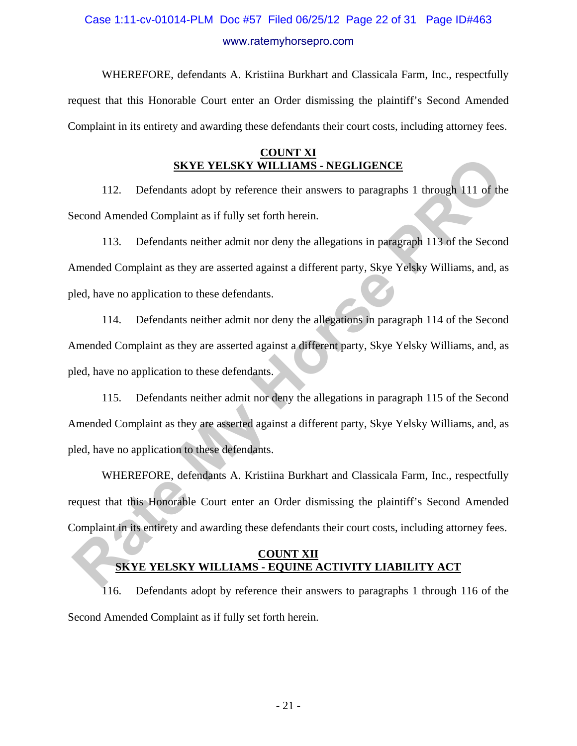WHEREFORE, defendants A. Kristiina Burkhart and Classicala Farm, Inc., respectfully request that this Honorable Court enter an Order dismissing the plaintiff's Second Amended Complaint in its entirety and awarding these defendants their court costs, including attorney fees.

**COUNT XI**
**SKYE YELSKY WILLIAMS - NEGLIGENCE**

112. Defendants adopt by reference their answers to paragraphs 1 through 111 of the Second Amended Complaint as if fully set forth herein.

113. Defendants neither admit nor deny the allegations in paragraph 113 of the Second Amended Complaint as they are asserted against a different party, Skye Yelsky Williams, and, as pled, have no application to these defendants.

114. Defendants neither admit nor deny the allegations in paragraph 114 of the Second Amended Complaint as they are asserted against a different party, Skye Yelsky Williams, and, as pled, have no application to these defendants.

115. Defendants neither admit nor deny the allegations in paragraph 115 of the Second Amended Complaint as they are asserted against a different party, Skye Yelsky Williams, and, as pled, have no application to these defendants.

WHEREFORE, defendants A. Kristiina Burkhart and Classicala Farm, Inc., respectfully request that this Honorable Court enter an Order dismissing the plaintiff's Second Amended Complaint in its entirety and awarding these defendants their court costs, including attorney fees.

**COUNT XII**
**SKYE YELSKY WILLIAMS - EQUINE ACTIVITY LIABILITY ACT**

116. Defendants adopt by reference their answers to paragraphs 1 through 116 of the Second Amended Complaint as if fully set forth herein.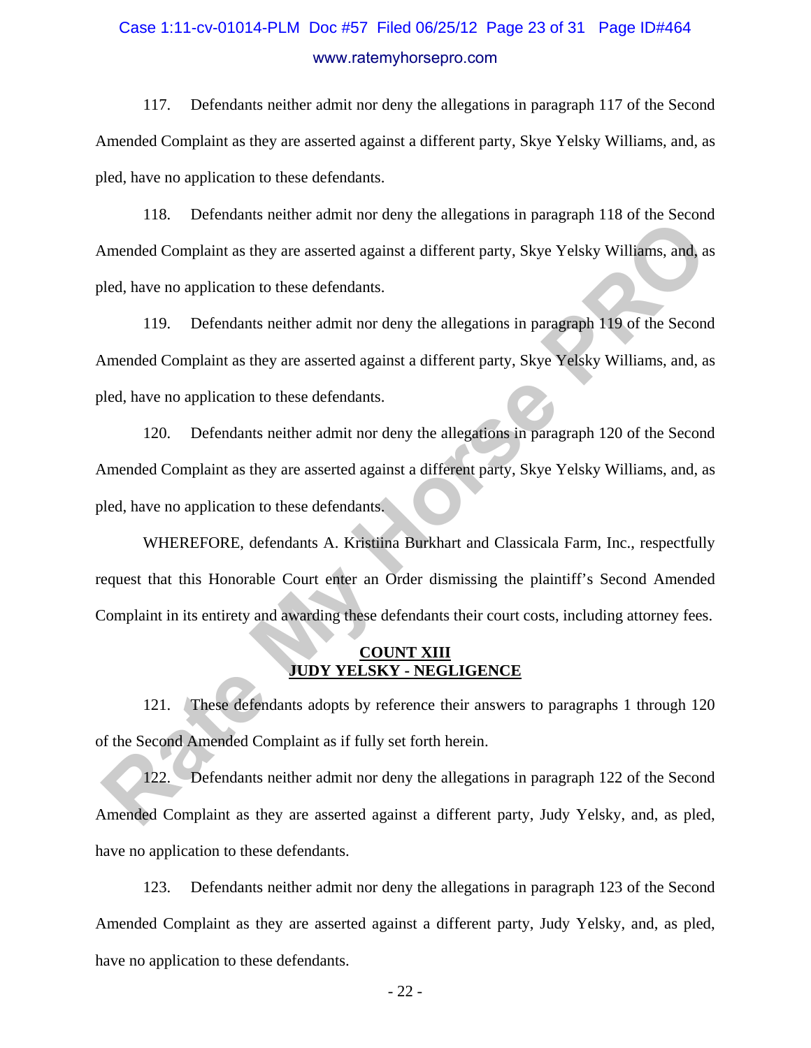117. Defendants neither admit nor deny the allegations in paragraph 117 of the Second Amended Complaint as they are asserted against a different party, Skye Yelsky Williams, and, as pled, have no application to these defendants.

118. Defendants neither admit nor deny the allegations in paragraph 118 of the Second Amended Complaint as they are asserted against a different party, Skye Yelsky Williams, and, as pled, have no application to these defendants.

119. Defendants neither admit nor deny the allegations in paragraph 119 of the Second Amended Complaint as they are asserted against a different party, Skye Yelsky Williams, and, as pled, have no application to these defendants.

120. Defendants neither admit nor deny the allegations in paragraph 120 of the Second Amended Complaint as they are asserted against a different party, Skye Yelsky Williams, and, as pled, have no application to these defendants.

WHEREFORE, defendants A. Kristiina Burkhart and Classicala Farm, Inc., respectfully request that this Honorable Court enter an Order dismissing the plaintiff's Second Amended Complaint in its entirety and awarding these defendants their court costs, including attorney fees.

**COUNT XIII**
**JUDY YELSKY - NEGLIGENCE**

121. These defendants adopts by reference their answers to paragraphs 1 through 120 of the Second Amended Complaint as if fully set forth herein.

122. Defendants neither admit nor deny the allegations in paragraph 122 of the Second Amended Complaint as they are asserted against a different party, Judy Yelsky, and, as pled, have no application to these defendants.

123. Defendants neither admit nor deny the allegations in paragraph 123 of the Second Amended Complaint as they are asserted against a different party, Judy Yelsky, and, as pled, have no application to these defendants.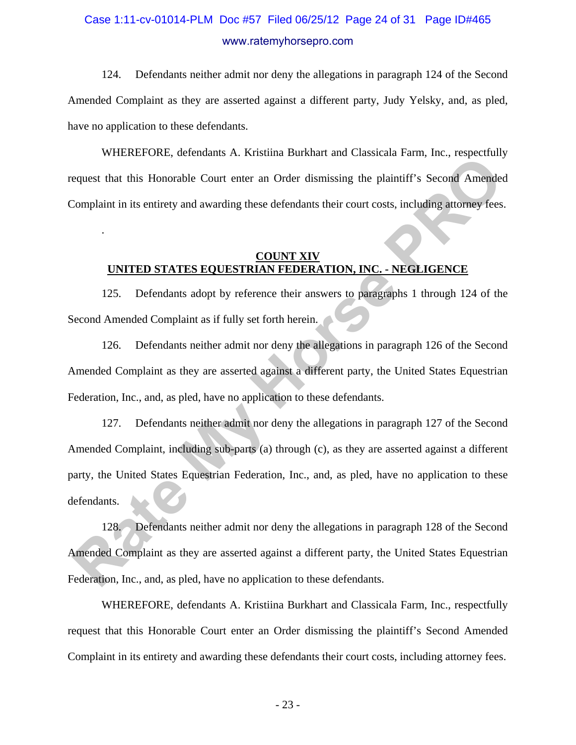124. Defendants neither admit nor deny the allegations in paragraph 124 of the Second Amended Complaint as they are asserted against a different party, Judy Yelsky, and, as pled, have no application to these defendants.

WHEREFORE, defendants A. Kristiina Burkhart and Classicala Farm, Inc., respectfully request that this Honorable Court enter an Order dismissing the plaintiff's Second Amended Complaint in its entirety and awarding these defendants their court costs, including attorney fees.

.

**COUNT XIV**
**UNITED STATES EQUESTRIAN FEDERATION, INC. - NEGLIGENCE**

125. Defendants adopt by reference their answers to paragraphs 1 through 124 of the Second Amended Complaint as if fully set forth herein.

126. Defendants neither admit nor deny the allegations in paragraph 126 of the Second Amended Complaint as they are asserted against a different party, the United States Equestrian Federation, Inc., and, as pled, have no application to these defendants.

127. Defendants neither admit nor deny the allegations in paragraph 127 of the Second Amended Complaint, including sub-parts (a) through (c), as they are asserted against a different party, the United States Equestrian Federation, Inc., and, as pled, have no application to these defendants.

128. Defendants neither admit nor deny the allegations in paragraph 128 of the Second Amended Complaint as they are asserted against a different party, the United States Equestrian Federation, Inc., and, as pled, have no application to these defendants.

WHEREFORE, defendants A. Kristiina Burkhart and Classicala Farm, Inc., respectfully request that this Honorable Court enter an Order dismissing the plaintiff's Second Amended Complaint in its entirety and awarding these defendants their court costs, including attorney fees.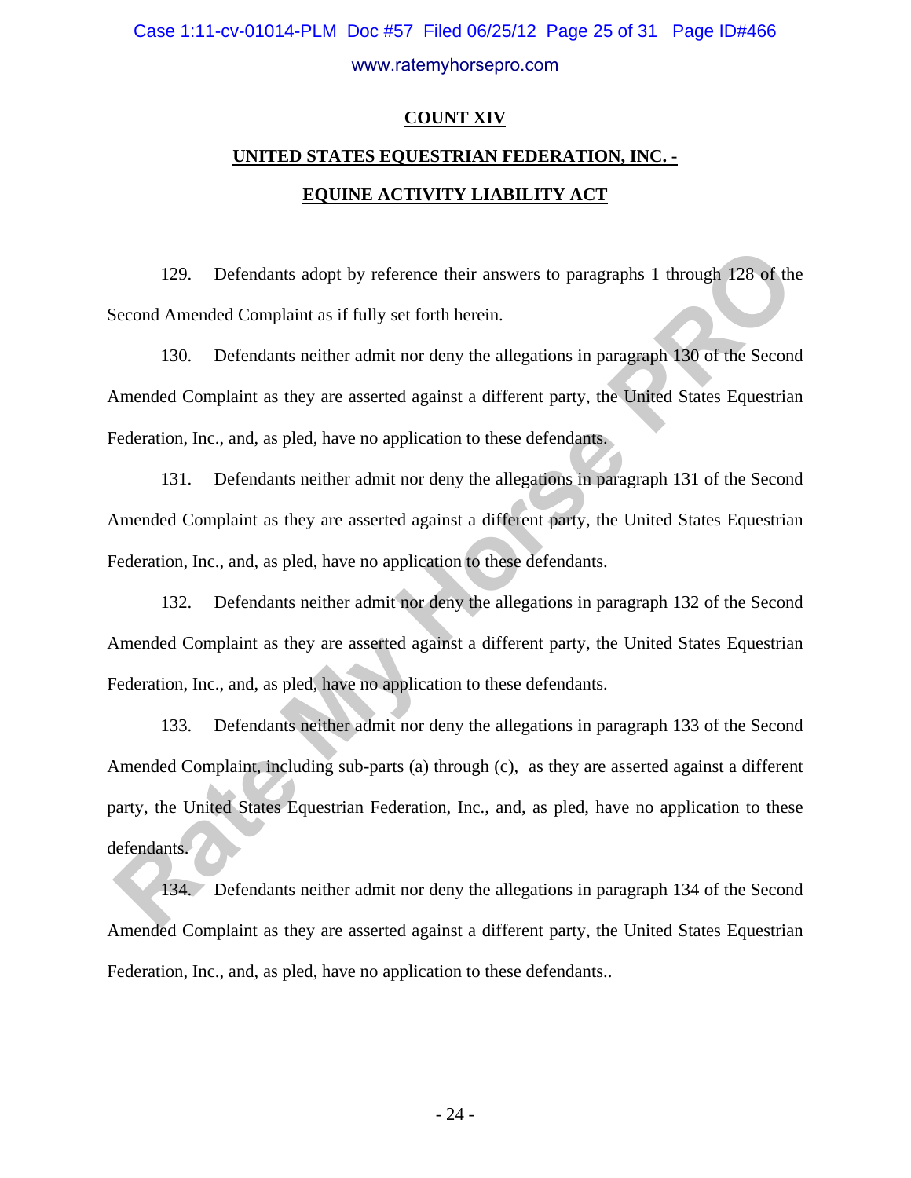**COUNT XIV**

**UNITED STATES EQUESTRIAN FEDERATION, INC. -**

**EQUINE ACTIVITY LIABILITY ACT**

129. Defendants adopt by reference their answers to paragraphs 1 through 128 of the Second Amended Complaint as if fully set forth herein.

130. Defendants neither admit nor deny the allegations in paragraph 130 of the Second Amended Complaint as they are asserted against a different party, the United States Equestrian Federation, Inc., and, as pled, have no application to these defendants.

131. Defendants neither admit nor deny the allegations in paragraph 131 of the Second Amended Complaint as they are asserted against a different party, the United States Equestrian Federation, Inc., and, as pled, have no application to these defendants.

132. Defendants neither admit nor deny the allegations in paragraph 132 of the Second Amended Complaint as they are asserted against a different party, the United States Equestrian Federation, Inc., and, as pled, have no application to these defendants.

133. Defendants neither admit nor deny the allegations in paragraph 133 of the Second Amended Complaint, including sub-parts (a) through (c), as they are asserted against a different party, the United States Equestrian Federation, Inc., and, as pled, have no application to these defendants.

134. Defendants neither admit nor deny the allegations in paragraph 134 of the Second Amended Complaint as they are asserted against a different party, the United States Equestrian Federation, Inc., and, as pled, have no application to these defendants..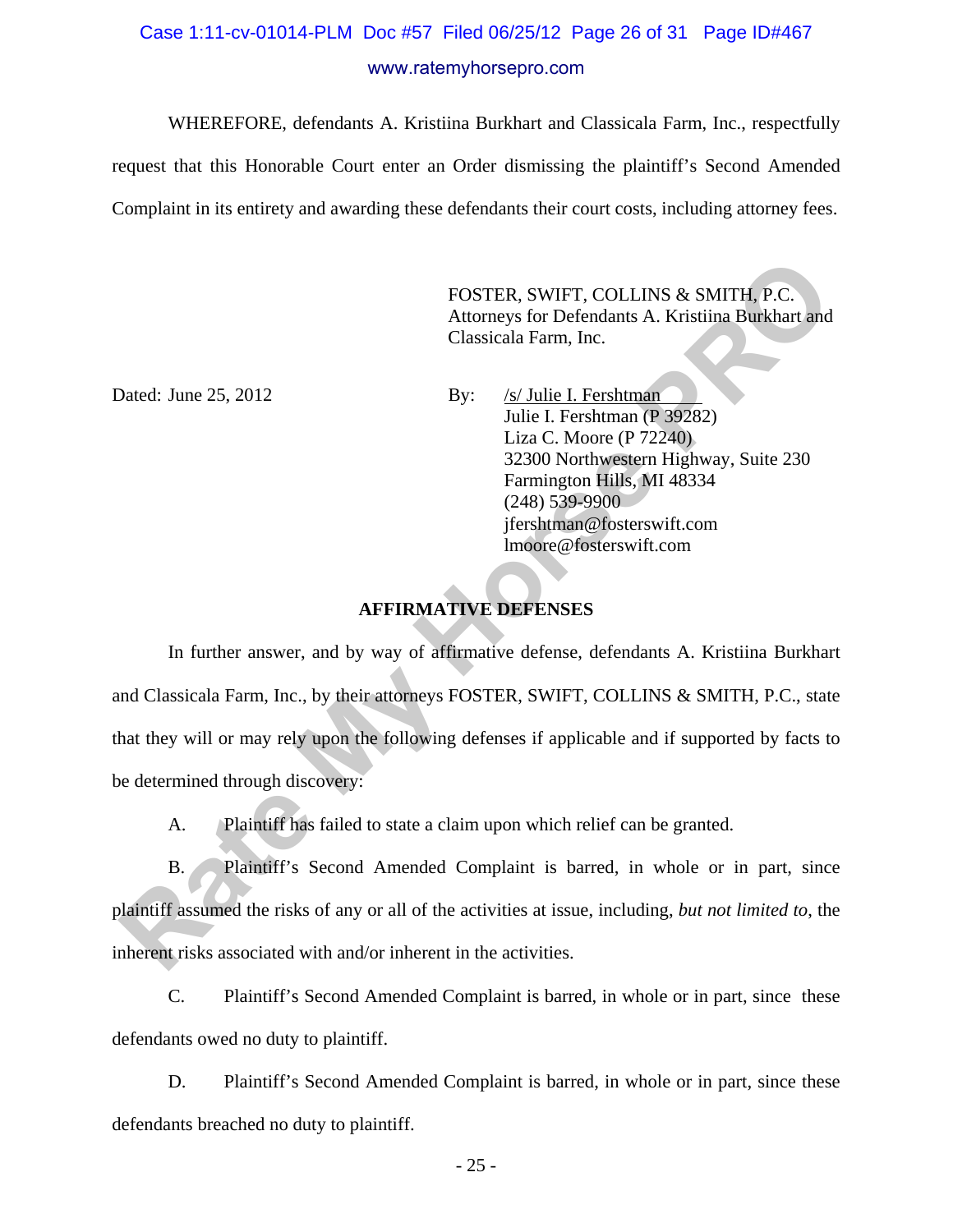WHEREFORE, defendants A. Kristiina Burkhart and Classicala Farm, Inc., respectfully request that this Honorable Court enter an Order dismissing the plaintiff's Second Amended Complaint in its entirety and awarding these defendants their court costs, including attorney fees.

FOSTER, SWIFT, COLLINS & SMITH, P.C.
Attorneys for Defendants A. Kristiina Burkhart and Classicala Farm, Inc.

Dated: June 25, 2012

By: /s/ Julie I. Fershtman
Julie I. Fershtman (P 39282)
Liza C. Moore (P 72240)
32300 Northwestern Highway, Suite 230
Farmington Hills, MI 48334
(248) 539-9900
jfershtman@fosterswift.com
lmoore@fosterswift.com

**AFFIRMATIVE DEFENSES**

In further answer, and by way of affirmative defense, defendants A. Kristiina Burkhart and Classicala Farm, Inc., by their attorneys FOSTER, SWIFT, COLLINS & SMITH, P.C., state that they will or may rely upon the following defenses if applicable and if supported by facts to be determined through discovery:

A. Plaintiff has failed to state a claim upon which relief can be granted.

B. Plaintiff's Second Amended Complaint is barred, in whole or in part, since plaintiff assumed the risks of any or all of the activities at issue, including, *but not limited to*, the inherent risks associated with and/or inherent in the activities.

C. Plaintiff's Second Amended Complaint is barred, in whole or in part, since these defendants owed no duty to plaintiff.

D. Plaintiff's Second Amended Complaint is barred, in whole or in part, since these defendants breached no duty to plaintiff.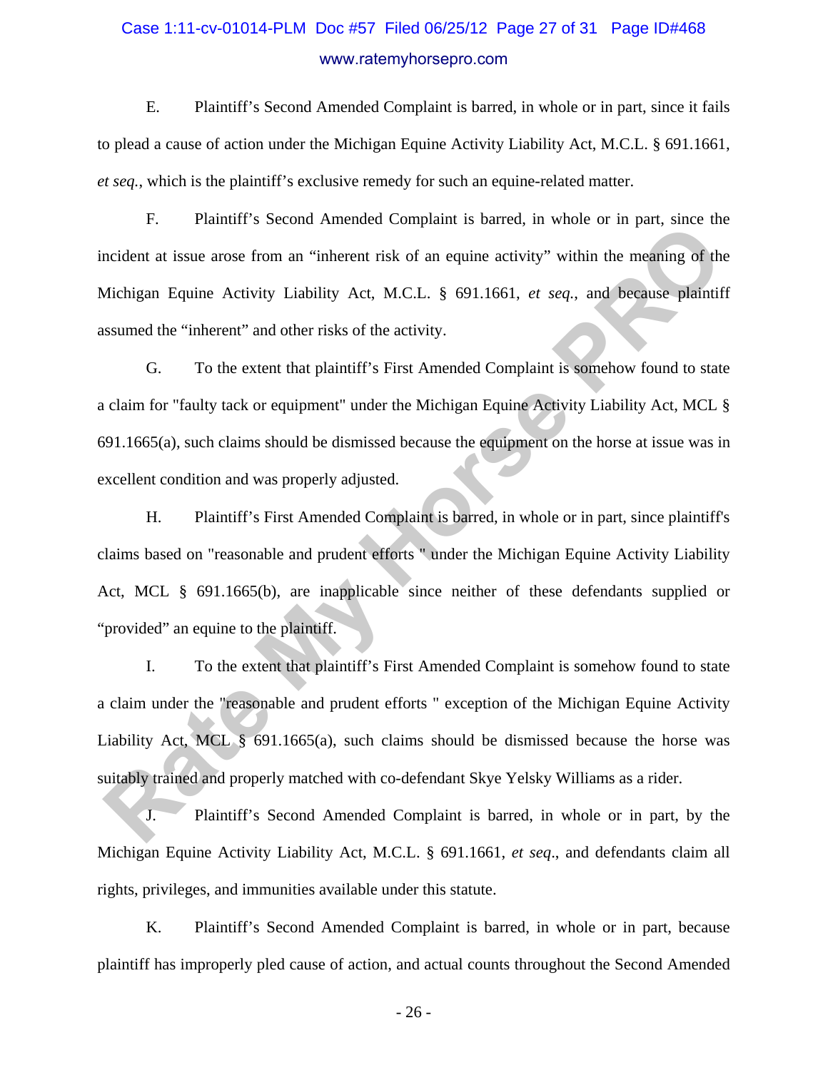E. Plaintiff's Second Amended Complaint is barred, in whole or in part, since it fails to plead a cause of action under the Michigan Equine Activity Liability Act, M.C.L. § 691.1661, *et seq.*, which is the plaintiff's exclusive remedy for such an equine-related matter.

F. Plaintiff's Second Amended Complaint is barred, in whole or in part, since the incident at issue arose from an "inherent risk of an equine activity" within the meaning of the Michigan Equine Activity Liability Act, M.C.L. § 691.1661, *et seq.*, and because plaintiff assumed the "inherent" and other risks of the activity.

G. To the extent that plaintiff's First Amended Complaint is somehow found to state a claim for "faulty tack or equipment" under the Michigan Equine Activity Liability Act, MCL § 691.1665(a), such claims should be dismissed because the equipment on the horse at issue was in excellent condition and was properly adjusted.

H. Plaintiff's First Amended Complaint is barred, in whole or in part, since plaintiff's claims based on "reasonable and prudent efforts " under the Michigan Equine Activity Liability Act, MCL § 691.1665(b), are inapplicable since neither of these defendants supplied or "provided" an equine to the plaintiff.

I. To the extent that plaintiff's First Amended Complaint is somehow found to state a claim under the "reasonable and prudent efforts " exception of the Michigan Equine Activity Liability Act, MCL § 691.1665(a), such claims should be dismissed because the horse was suitably trained and properly matched with co-defendant Skye Yelsky Williams as a rider.

J. Plaintiff's Second Amended Complaint is barred, in whole or in part, by the Michigan Equine Activity Liability Act, M.C.L. § 691.1661, *et seq*., and defendants claim all rights, privileges, and immunities available under this statute.

K. Plaintiff's Second Amended Complaint is barred, in whole or in part, because plaintiff has improperly pled cause of action, and actual counts throughout the Second Amended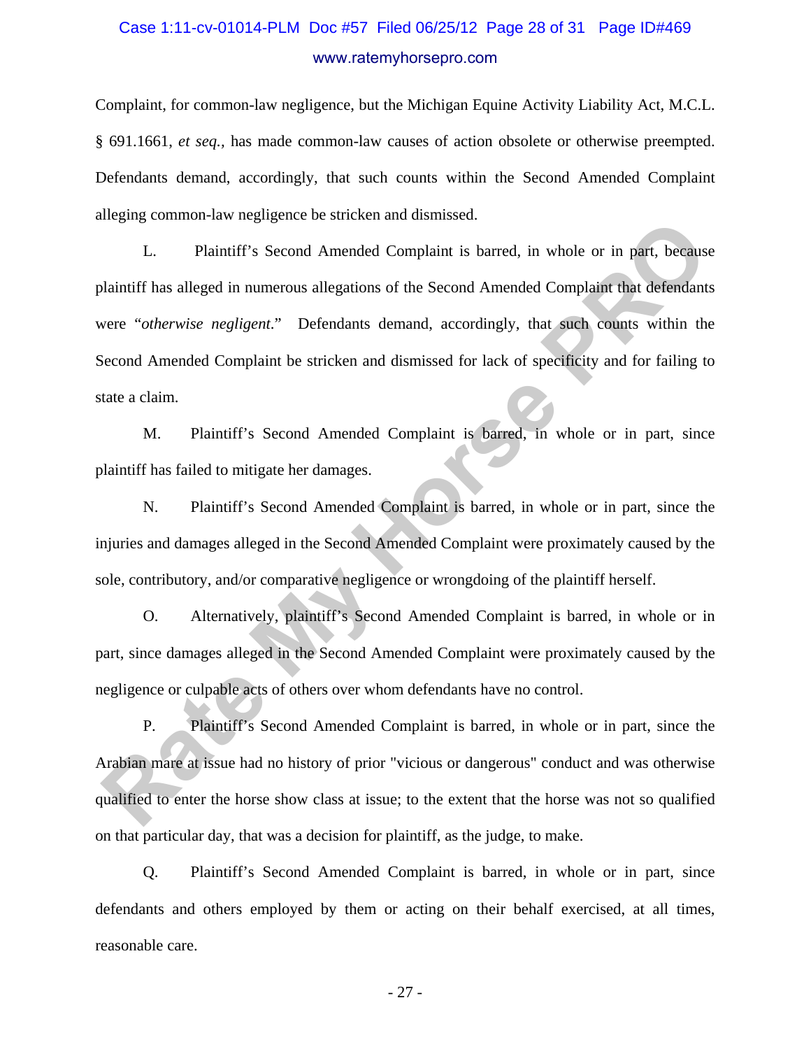Complaint, for common-law negligence, but the Michigan Equine Activity Liability Act, M.C.L. § 691.1661, *et seq.*, has made common-law causes of action obsolete or otherwise preempted. Defendants demand, accordingly, that such counts within the Second Amended Complaint alleging common-law negligence be stricken and dismissed.

L. Plaintiff's Second Amended Complaint is barred, in whole or in part, because plaintiff has alleged in numerous allegations of the Second Amended Complaint that defendants were "*otherwise negligent*." Defendants demand, accordingly, that such counts within the Second Amended Complaint be stricken and dismissed for lack of specificity and for failing to state a claim.

M. Plaintiff's Second Amended Complaint is barred, in whole or in part, since plaintiff has failed to mitigate her damages.

N. Plaintiff's Second Amended Complaint is barred, in whole or in part, since the injuries and damages alleged in the Second Amended Complaint were proximately caused by the sole, contributory, and/or comparative negligence or wrongdoing of the plaintiff herself.

O. Alternatively, plaintiff's Second Amended Complaint is barred, in whole or in part, since damages alleged in the Second Amended Complaint were proximately caused by the negligence or culpable acts of others over whom defendants have no control.

P. Plaintiff's Second Amended Complaint is barred, in whole or in part, since the Arabian mare at issue had no history of prior "vicious or dangerous" conduct and was otherwise qualified to enter the horse show class at issue; to the extent that the horse was not so qualified on that particular day, that was a decision for plaintiff, as the judge, to make.

Q. Plaintiff's Second Amended Complaint is barred, in whole or in part, since defendants and others employed by them or acting on their behalf exercised, at all times, reasonable care.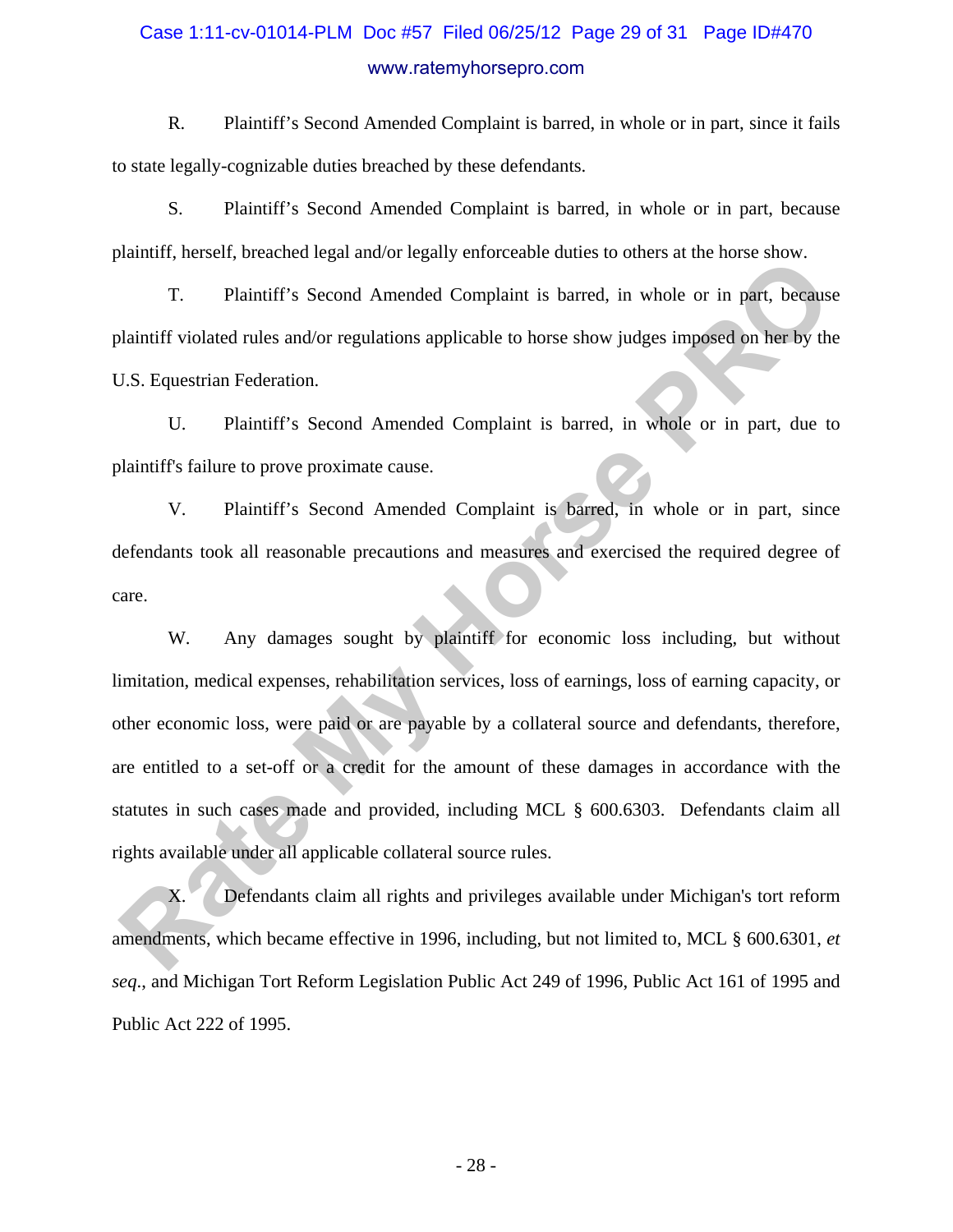R. Plaintiff's Second Amended Complaint is barred, in whole or in part, since it fails to state legally-cognizable duties breached by these defendants.

S. Plaintiff's Second Amended Complaint is barred, in whole or in part, because plaintiff, herself, breached legal and/or legally enforceable duties to others at the horse show.

T. Plaintiff's Second Amended Complaint is barred, in whole or in part, because plaintiff violated rules and/or regulations applicable to horse show judges imposed on her by the U.S. Equestrian Federation.

U. Plaintiff's Second Amended Complaint is barred, in whole or in part, due to plaintiff's failure to prove proximate cause.

V. Plaintiff's Second Amended Complaint is barred, in whole or in part, since defendants took all reasonable precautions and measures and exercised the required degree of care.

W. Any damages sought by plaintiff for economic loss including, but without limitation, medical expenses, rehabilitation services, loss of earnings, loss of earning capacity, or other economic loss, were paid or are payable by a collateral source and defendants, therefore, are entitled to a set-off or a credit for the amount of these damages in accordance with the statutes in such cases made and provided, including MCL § 600.6303. Defendants claim all rights available under all applicable collateral source rules.

X. Defendants claim all rights and privileges available under Michigan's tort reform amendments, which became effective in 1996, including, but not limited to, MCL § 600.6301, *et seq*., and Michigan Tort Reform Legislation Public Act 249 of 1996, Public Act 161 of 1995 and Public Act 222 of 1995.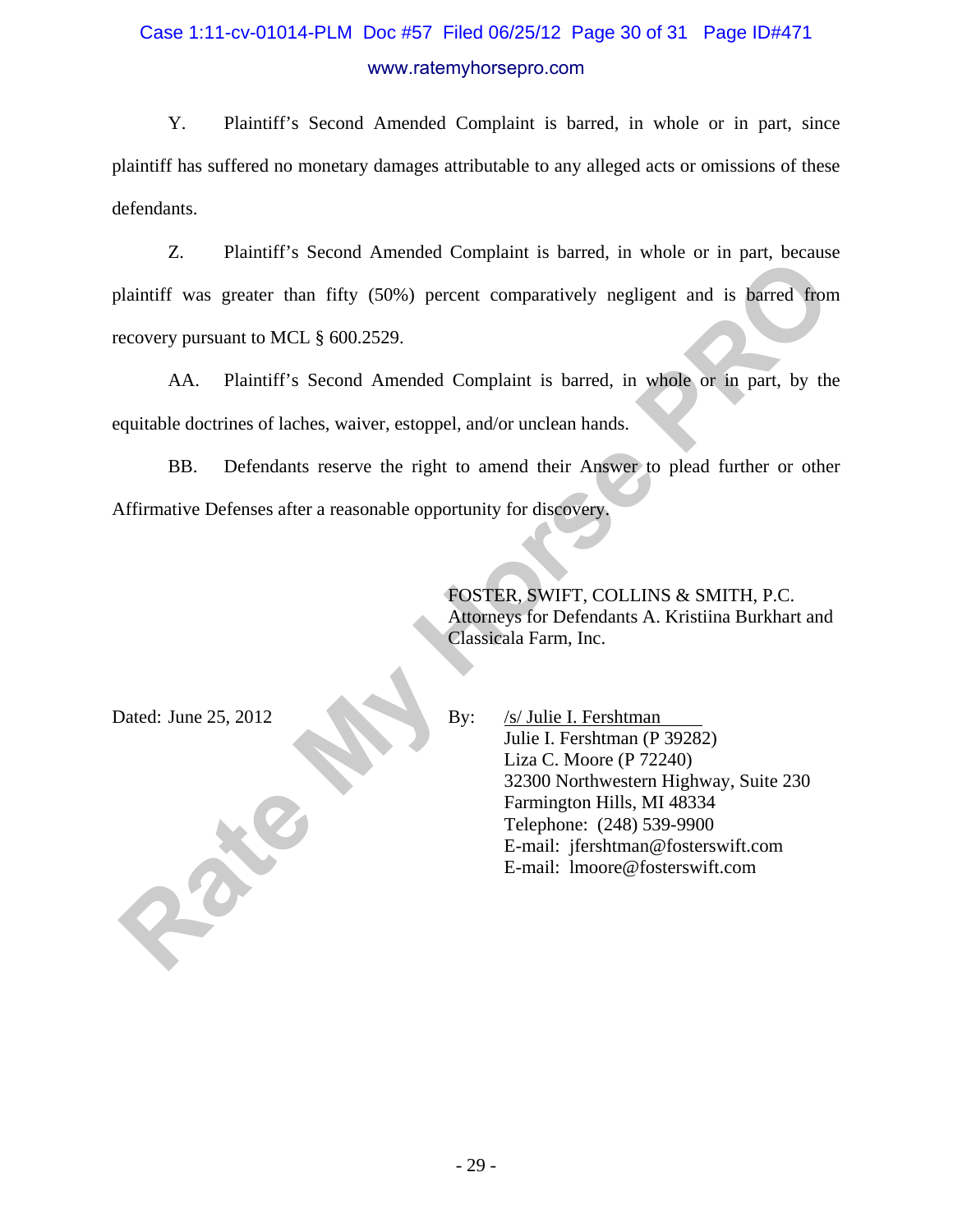Y. Plaintiff's Second Amended Complaint is barred, in whole or in part, since plaintiff has suffered no monetary damages attributable to any alleged acts or omissions of these defendants.

Z. Plaintiff's Second Amended Complaint is barred, in whole or in part, because plaintiff was greater than fifty (50%) percent comparatively negligent and is barred from recovery pursuant to MCL § 600.2529.

AA. Plaintiff's Second Amended Complaint is barred, in whole or in part, by the equitable doctrines of laches, waiver, estoppel, and/or unclean hands.

BB. Defendants reserve the right to amend their Answer to plead further or other Affirmative Defenses after a reasonable opportunity for discovery.

FOSTER, SWIFT, COLLINS & SMITH, P.C.
Attorneys for Defendants A. Kristiina Burkhart and Classicala Farm, Inc.

Dated: June 25, 2012

By: /s/ Julie I. Fershtman
Julie I. Fershtman (P 39282)
Liza C. Moore (P 72240)
32300 Northwestern Highway, Suite 230
Farmington Hills, MI 48334
Telephone: (248) 539-9900
E-mail: jfershtman@fosterswift.com
E-mail: lmoore@fosterswift.com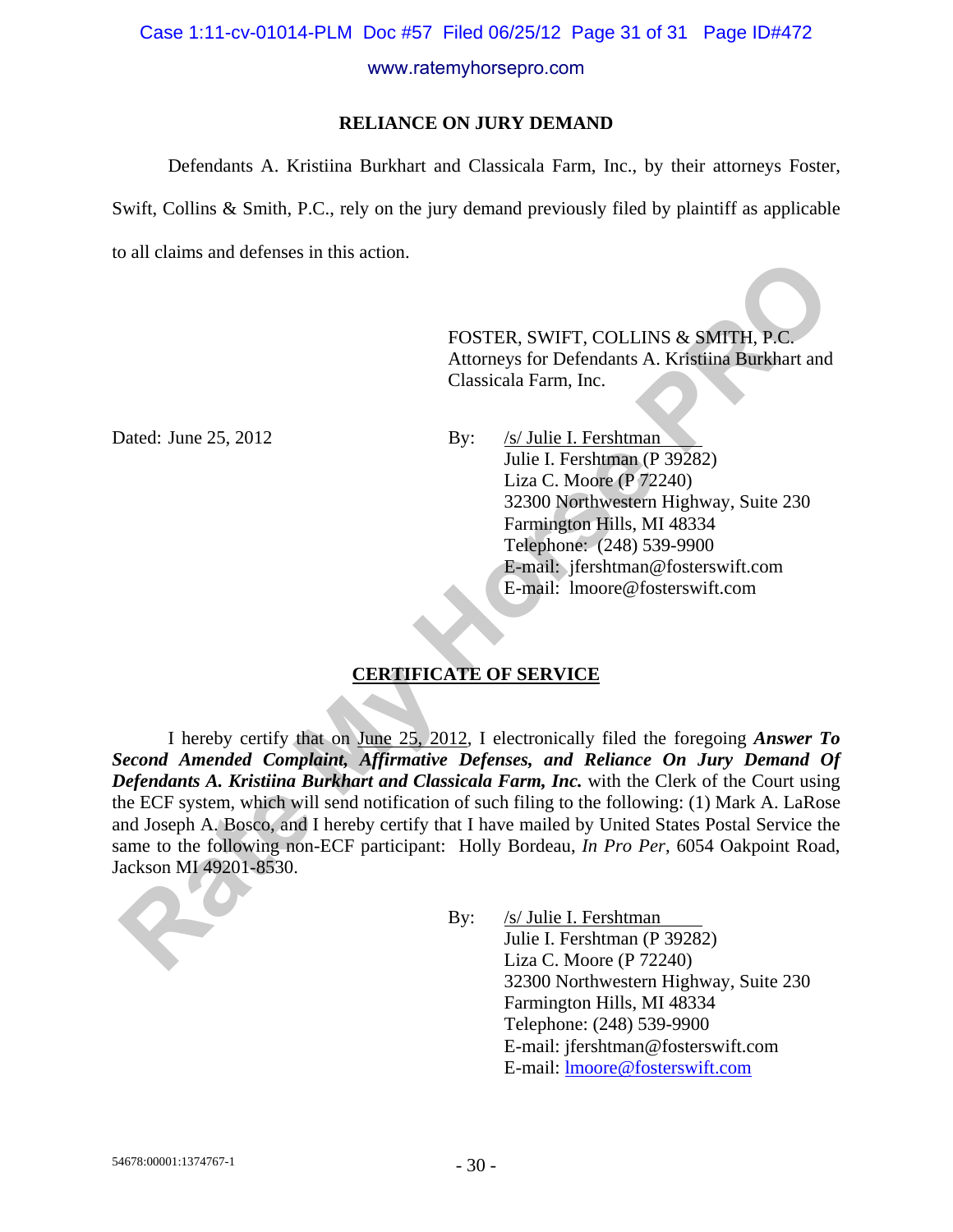## RELIANCE ON JURY DEMAND

Defendants A. Kristiina Burkhart and Classicala Farm, Inc., by their attorneys Foster, Swift, Collins & Smith, P.C., rely on the jury demand previously filed by plaintiff as applicable to all claims and defenses in this action.

FOSTER, SWIFT, COLLINS & SMITH, P.C.
Attorneys for Defendants A. Kristiina Burkhart and Classicala Farm, Inc.

Dated: June 25, 2012

By: /s/ Julie I. Fershtman
Julie I. Fershtman (P 39282)
Liza C. Moore (P 72240)
32300 Northwestern Highway, Suite 230
Farmington Hills, MI 48334
Telephone: (248) 539-9900
E-mail: jfershtman@fosterswift.com
E-mail: lmoore@fosterswift.com

## CERTIFICATE OF SERVICE

I hereby certify that on June 25, 2012, I electronically filed the foregoing ***Answer To Second Amended Complaint, Affirmative Defenses, and Reliance On Jury Demand Of Defendants A. Kristiina Burkhart and Classicala Farm, Inc.*** with the Clerk of the Court using the ECF system, which will send notification of such filing to the following: (1) Mark A. LaRose and Joseph A. Bosco, and I hereby certify that I have mailed by United States Postal Service the same to the following non-ECF participant: Holly Bordeau, *In Pro Per*, 6054 Oakpoint Road, Jackson MI 49201-8530.

By: /s/ Julie I. Fershtman
Julie I. Fershtman (P 39282)
Liza C. Moore (P 72240)
32300 Northwestern Highway, Suite 230
Farmington Hills, MI 48334
Telephone: (248) 539-9900
E-mail: jfershtman@fosterswift.com
E-mail: lmoore@fosterswift.com

54678:00001:1374767-1